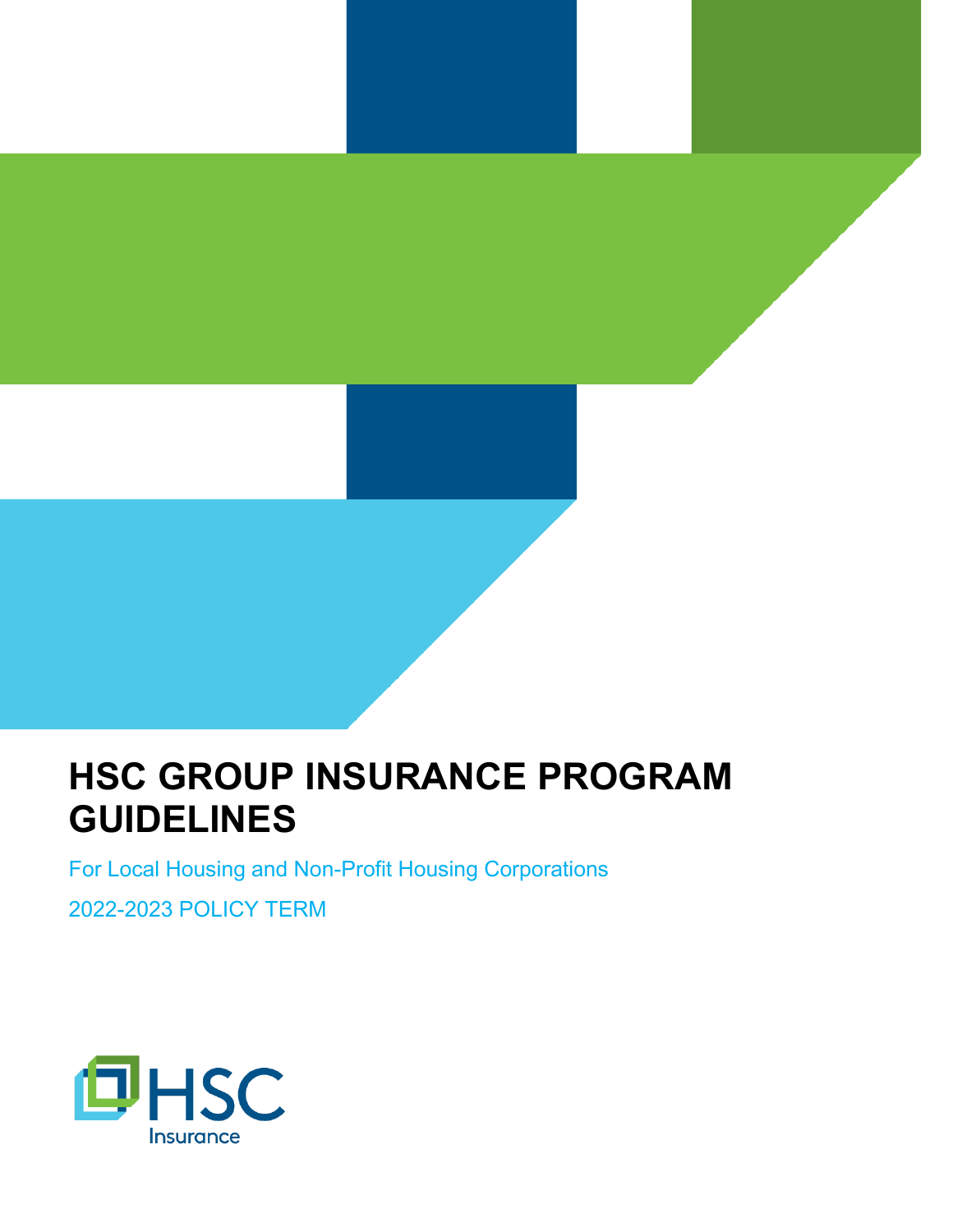# HSC GROUP INSURANCE PROGRAM GUIDELINES

For Local Housing and Non-Profit Housing Corporations

2022-2023 POLICY TERM

HSC Insurance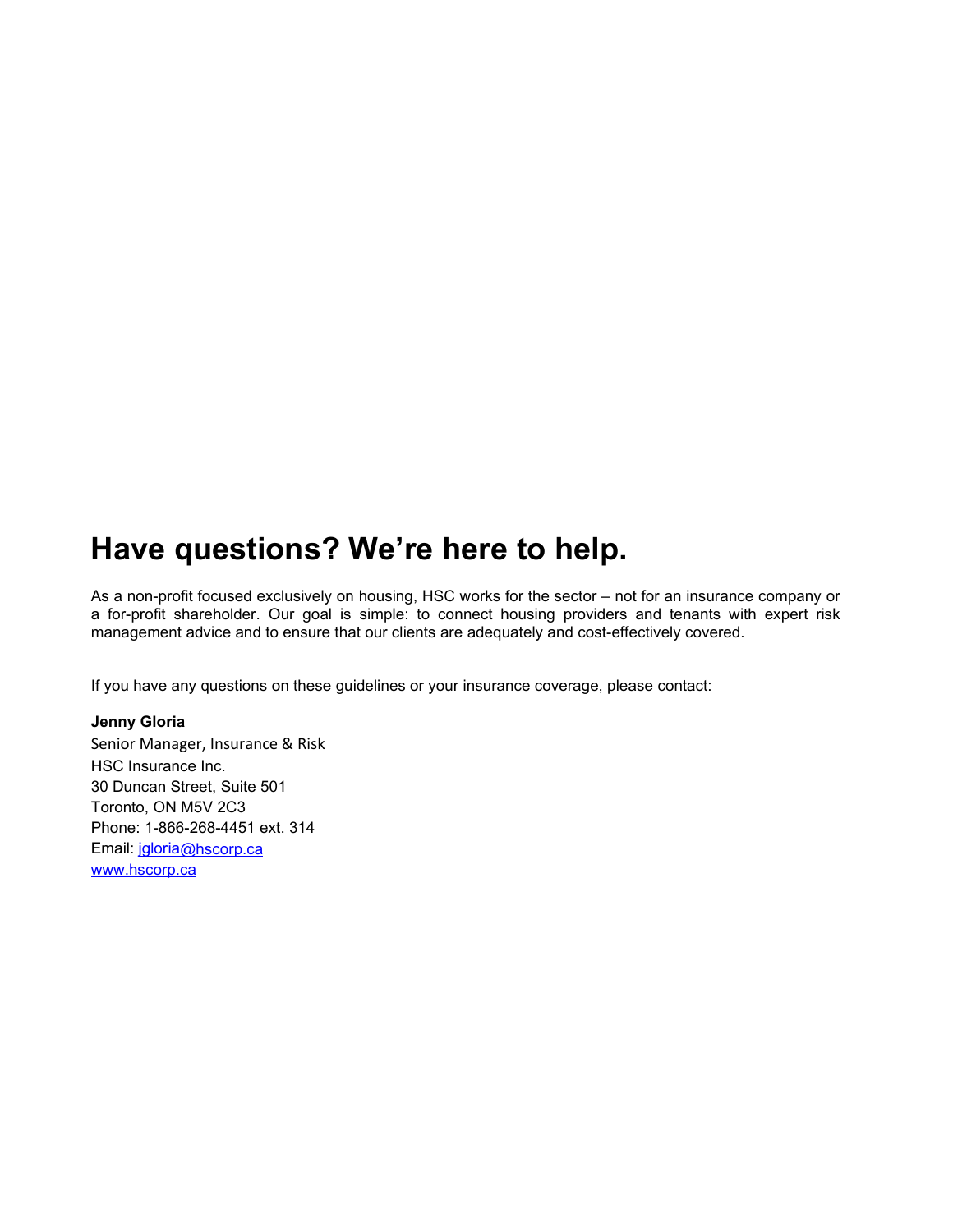# Have questions? We're here to help.

As a non-profit focused exclusively on housing, HSC works for the sector – not for an insurance company or a for-profit shareholder. Our goal is simple: to connect housing providers and tenants with expert risk management advice and to ensure that our clients are adequately and cost-effectively covered.

If you have any questions on these guidelines or your insurance coverage, please contact:

**Jenny Gloria**
Senior Manager, Insurance & Risk
HSC Insurance Inc.
30 Duncan Street, Suite 501
Toronto, ON M5V 2C3
Phone: 1-866-268-4451 ext. 314
Email: jgloria@hscorp.ca
www.hscorp.ca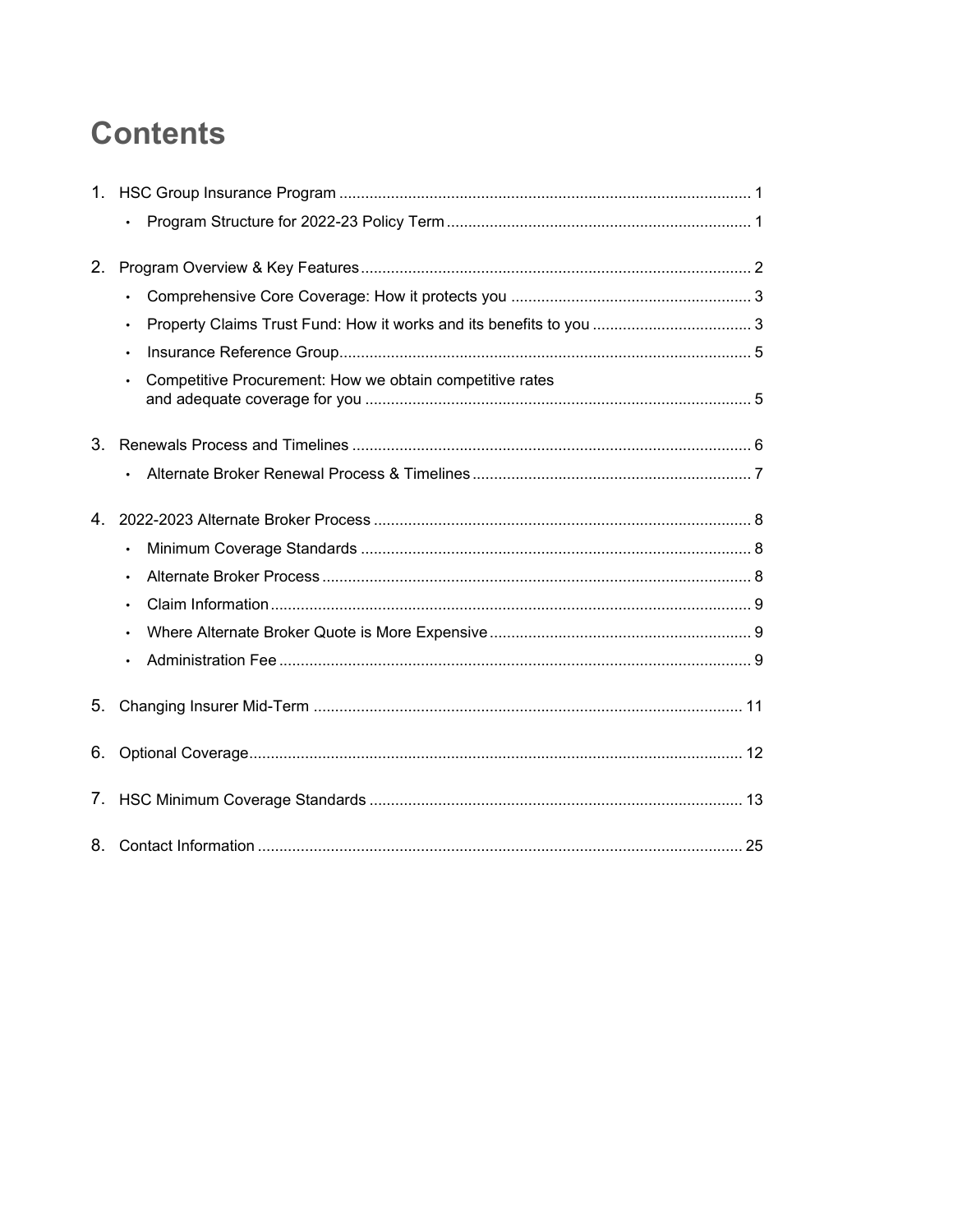# Contents

1. HSC Group Insurance Program ........................................................................................ 1
   - Program Structure for 2022-23 Policy Term ....................................................................... 1
2. Program Overview & Key Features .................................................................................... 2
   - Comprehensive Core Coverage: How it protects you ........................................................ 3
   - Property Claims Trust Fund: How it works and its benefits to you ..................................... 3
   - Insurance Reference Group ................................................................................................ 5
   - Competitive Procurement: How we obtain competitive rates and adequate coverage for you ........................................................................................... 5
3. Renewals Process and Timelines ...................................................................................... 6
   - Alternate Broker Renewal Process & Timelines ................................................................. 7
4. 2022-2023 Alternate Broker Process .................................................................................. 8
   - Minimum Coverage Standards ........................................................................................... 8
   - Alternate Broker Process .................................................................................................... 8
   - Claim Information ............................................................................................................... 9
   - Where Alternate Broker Quote is More Expensive ............................................................. 9
   - Administration Fee ............................................................................................................. 9
5. Changing Insurer Mid-Term ............................................................................................... 11
6. Optional Coverage ............................................................................................................. 12
7. HSC Minimum Coverage Standards .................................................................................. 13
8. Contact Information ............................................................................................................ 25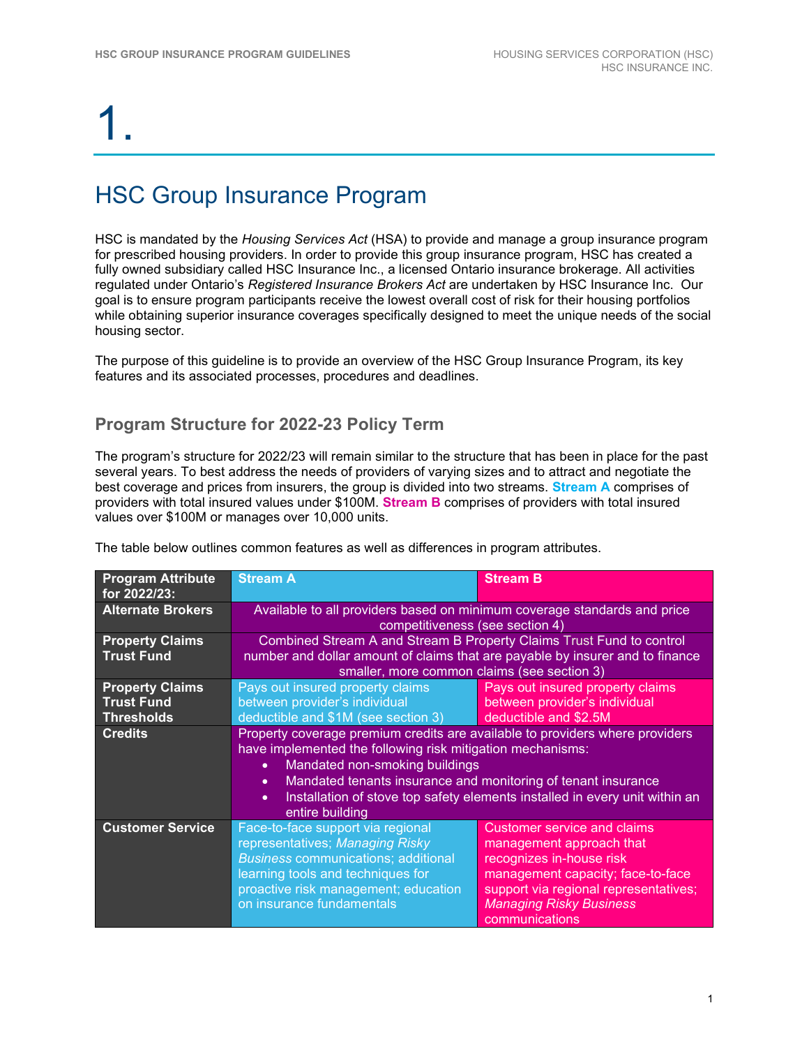# 1.

# HSC Group Insurance Program

HSC is mandated by the *Housing Services Act* (HSA) to provide and manage a group insurance program for prescribed housing providers. In order to provide this group insurance program, HSC has created a fully owned subsidiary called HSC Insurance Inc., a licensed Ontario insurance brokerage. All activities regulated under Ontario's *Registered Insurance Brokers Act* are undertaken by HSC Insurance Inc. Our goal is to ensure program participants receive the lowest overall cost of risk for their housing portfolios while obtaining superior insurance coverages specifically designed to meet the unique needs of the social housing sector.

The purpose of this guideline is to provide an overview of the HSC Group Insurance Program, its key features and its associated processes, procedures and deadlines.

## Program Structure for 2022-23 Policy Term

The program's structure for 2022/23 will remain similar to the structure that has been in place for the past several years. To best address the needs of providers of varying sizes and to attract and negotiate the best coverage and prices from insurers, the group is divided into two streams. **Stream A** comprises of providers with total insured values under $100M. **Stream B** comprises of providers with total insured values over $100M or manages over 10,000 units.

The table below outlines common features as well as differences in program attributes.

| Program Attribute for 2022/23: | Stream A | Stream B |
|---|---|---|
| **Alternate Brokers** | Available to all providers based on minimum coverage standards and price competitiveness (see section 4) | |
| **Property Claims Trust Fund** | Combined Stream A and Stream B Property Claims Trust Fund to control number and dollar amount of claims that are payable by insurer and to finance smaller, more common claims (see section 3) | |
| **Property Claims Trust Fund Thresholds** | Pays out insured property claims between provider's individual deductible and $1M (see section 3) | Pays out insured property claims between provider's individual deductible and $2.5M |
| **Credits** | Property coverage premium credits are available to providers where providers have implemented the following risk mitigation mechanisms: <br>• Mandated non-smoking buildings <br>• Mandated tenants insurance and monitoring of tenant insurance <br>• Installation of stove top safety elements installed in every unit within an entire building | |
| **Customer Service** | Face-to-face support via regional representatives; *Managing Risky Business* communications; additional learning tools and techniques for proactive risk management; education on insurance fundamentals | Customer service and claims management approach that recognizes in-house risk management capacity; face-to-face support via regional representatives; *Managing Risky Business* communications |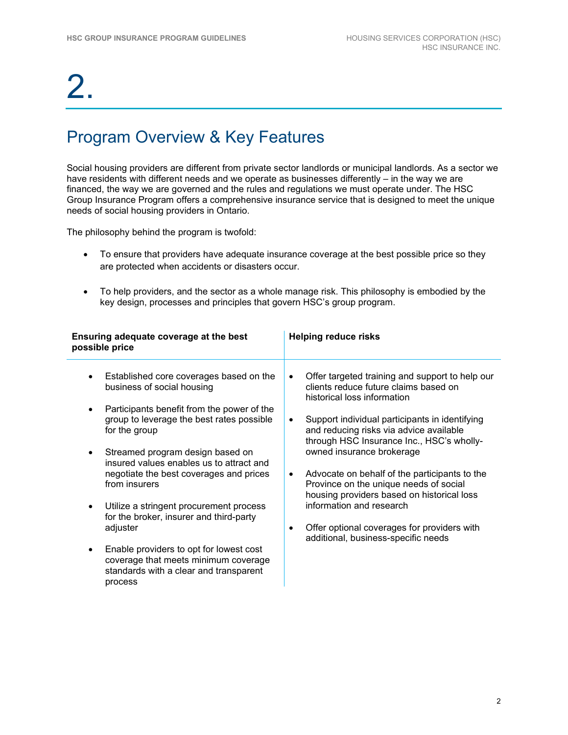# 2.

## Program Overview & Key Features

Social housing providers are different from private sector landlords or municipal landlords. As a sector we have residents with different needs and we operate as businesses differently – in the way we are financed, the way we are governed and the rules and regulations we must operate under. The HSC Group Insurance Program offers a comprehensive insurance service that is designed to meet the unique needs of social housing providers in Ontario.

The philosophy behind the program is twofold:

- To ensure that providers have adequate insurance coverage at the best possible price so they are protected when accidents or disasters occur.
- To help providers, and the sector as a whole manage risk. This philosophy is embodied by the key design, processes and principles that govern HSC's group program.

| Ensuring adequate coverage at the best possible price | Helping reduce risks |
|---|---|
| • Established core coverages based on the business of social housing<br>• Participants benefit from the power of the group to leverage the best rates possible for the group<br>• Streamed program design based on insured values enables us to attract and negotiate the best coverages and prices from insurers<br>• Utilize a stringent procurement process for the broker, insurer and third-party adjuster<br>• Enable providers to opt for lowest cost coverage that meets minimum coverage standards with a clear and transparent process | • Offer targeted training and support to help our clients reduce future claims based on historical loss information<br>• Support individual participants in identifying and reducing risks via advice available through HSC Insurance Inc., HSC's wholly-owned insurance brokerage<br>• Advocate on behalf of the participants to the Province on the unique needs of social housing providers based on historical loss information and research<br>• Offer optional coverages for providers with additional, business-specific needs |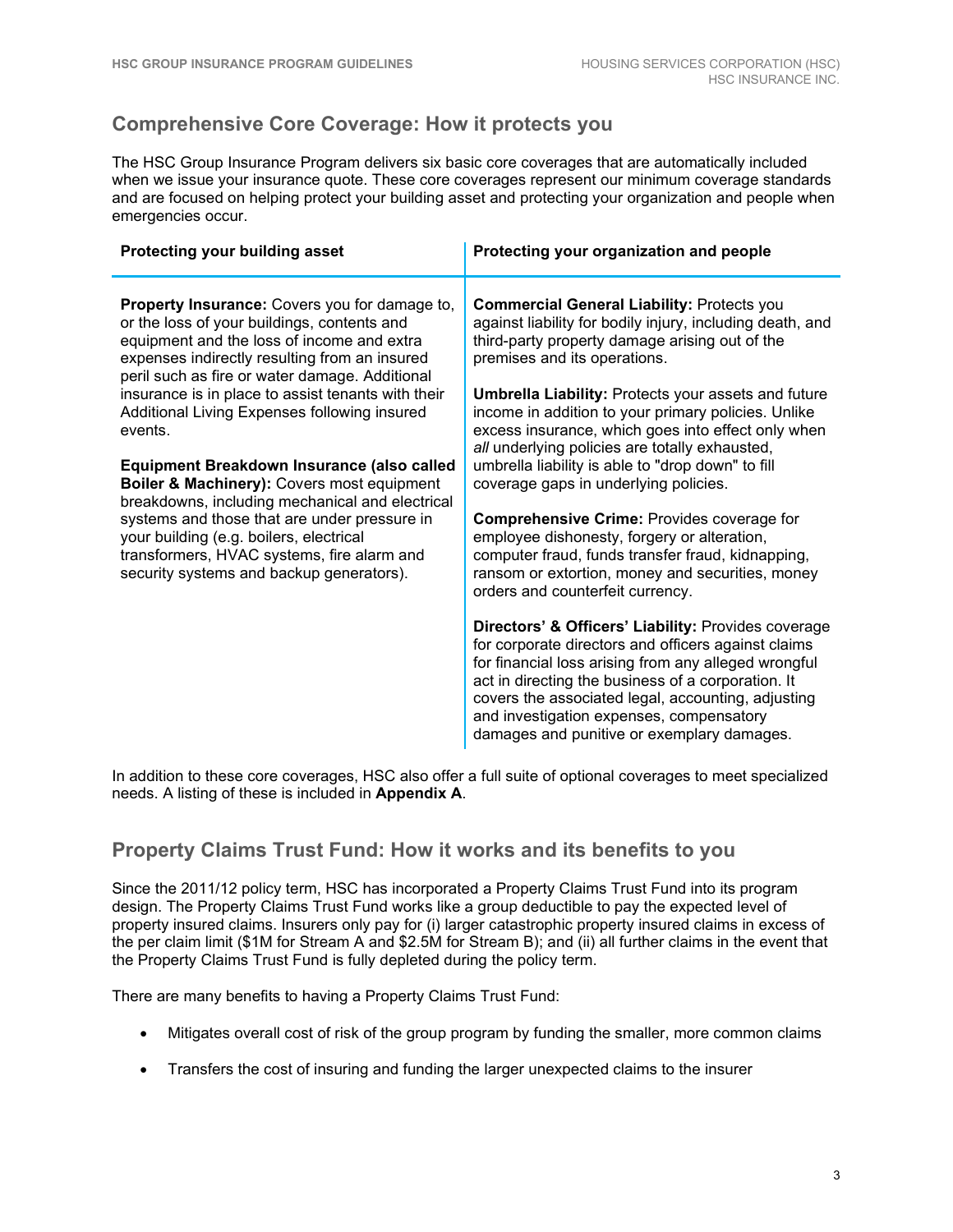## Comprehensive Core Coverage: How it protects you

The HSC Group Insurance Program delivers six basic core coverages that are automatically included when we issue your insurance quote. These core coverages represent our minimum coverage standards and are focused on helping protect your building asset and protecting your organization and people when emergencies occur.

| Protecting your building asset | Protecting your organization and people |
|---|---|
| **Property Insurance:** Covers you for damage to, or the loss of your buildings, contents and equipment and the loss of income and extra expenses indirectly resulting from an insured peril such as fire or water damage. Additional insurance is in place to assist tenants with their Additional Living Expenses following insured events.<br><br>**Equipment Breakdown Insurance (also called Boiler & Machinery):** Covers most equipment breakdowns, including mechanical and electrical systems and those that are under pressure in your building (e.g. boilers, electrical transformers, HVAC systems, fire alarm and security systems and backup generators). | **Commercial General Liability:** Protects you against liability for bodily injury, including death, and third-party property damage arising out of the premises and its operations.<br><br>**Umbrella Liability:** Protects your assets and future income in addition to your primary policies. Unlike excess insurance, which goes into effect only when *all* underlying policies are totally exhausted, umbrella liability is able to "drop down" to fill coverage gaps in underlying policies.<br><br>**Comprehensive Crime:** Provides coverage for employee dishonesty, forgery or alteration, computer fraud, funds transfer fraud, kidnapping, ransom or extortion, money and securities, money orders and counterfeit currency.<br><br>**Directors' & Officers' Liability:** Provides coverage for corporate directors and officers against claims for financial loss arising from any alleged wrongful act in directing the business of a corporation. It covers the associated legal, accounting, adjusting and investigation expenses, compensatory damages and punitive or exemplary damages. |

In addition to these core coverages, HSC also offer a full suite of optional coverages to meet specialized needs. A listing of these is included in **Appendix A**.

## Property Claims Trust Fund: How it works and its benefits to you

Since the 2011/12 policy term, HSC has incorporated a Property Claims Trust Fund into its program design. The Property Claims Trust Fund works like a group deductible to pay the expected level of property insured claims. Insurers only pay for (i) larger catastrophic property insured claims in excess of the per claim limit ($1M for Stream A and $2.5M for Stream B); and (ii) all further claims in the event that the Property Claims Trust Fund is fully depleted during the policy term.

There are many benefits to having a Property Claims Trust Fund:

- Mitigates overall cost of risk of the group program by funding the smaller, more common claims
- Transfers the cost of insuring and funding the larger unexpected claims to the insurer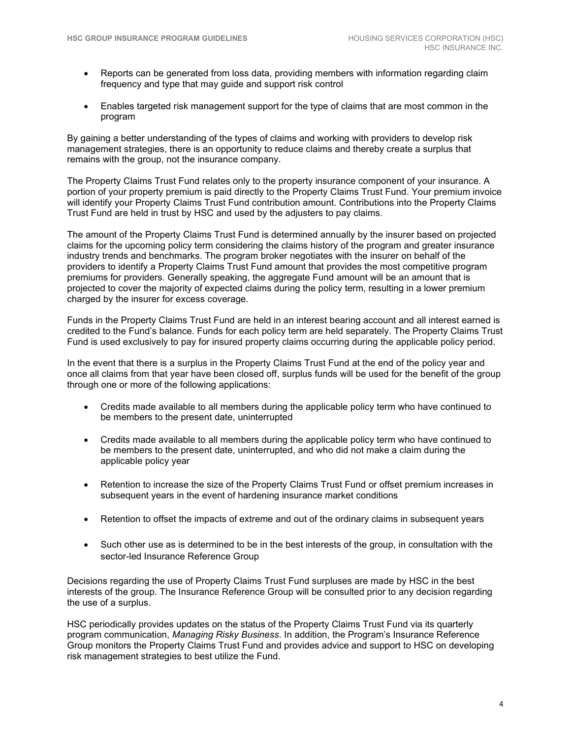- Reports can be generated from loss data, providing members with information regarding claim frequency and type that may guide and support risk control

- Enables targeted risk management support for the type of claims that are most common in the program

By gaining a better understanding of the types of claims and working with providers to develop risk management strategies, there is an opportunity to reduce claims and thereby create a surplus that remains with the group, not the insurance company.

The Property Claims Trust Fund relates only to the property insurance component of your insurance. A portion of your property premium is paid directly to the Property Claims Trust Fund. Your premium invoice will identify your Property Claims Trust Fund contribution amount. Contributions into the Property Claims Trust Fund are held in trust by HSC and used by the adjusters to pay claims.

The amount of the Property Claims Trust Fund is determined annually by the insurer based on projected claims for the upcoming policy term considering the claims history of the program and greater insurance industry trends and benchmarks. The program broker negotiates with the insurer on behalf of the providers to identify a Property Claims Trust Fund amount that provides the most competitive program premiums for providers. Generally speaking, the aggregate Fund amount will be an amount that is projected to cover the majority of expected claims during the policy term, resulting in a lower premium charged by the insurer for excess coverage.

Funds in the Property Claims Trust Fund are held in an interest bearing account and all interest earned is credited to the Fund's balance. Funds for each policy term are held separately. The Property Claims Trust Fund is used exclusively to pay for insured property claims occurring during the applicable policy period.

In the event that there is a surplus in the Property Claims Trust Fund at the end of the policy year and once all claims from that year have been closed off, surplus funds will be used for the benefit of the group through one or more of the following applications:

- Credits made available to all members during the applicable policy term who have continued to be members to the present date, uninterrupted

- Credits made available to all members during the applicable policy term who have continued to be members to the present date, uninterrupted, and who did not make a claim during the applicable policy year

- Retention to increase the size of the Property Claims Trust Fund or offset premium increases in subsequent years in the event of hardening insurance market conditions

- Retention to offset the impacts of extreme and out of the ordinary claims in subsequent years

- Such other use as is determined to be in the best interests of the group, in consultation with the sector-led Insurance Reference Group

Decisions regarding the use of Property Claims Trust Fund surpluses are made by HSC in the best interests of the group. The Insurance Reference Group will be consulted prior to any decision regarding the use of a surplus.

HSC periodically provides updates on the status of the Property Claims Trust Fund via its quarterly program communication, *Managing Risky Business*. In addition, the Program's Insurance Reference Group monitors the Property Claims Trust Fund and provides advice and support to HSC on developing risk management strategies to best utilize the Fund.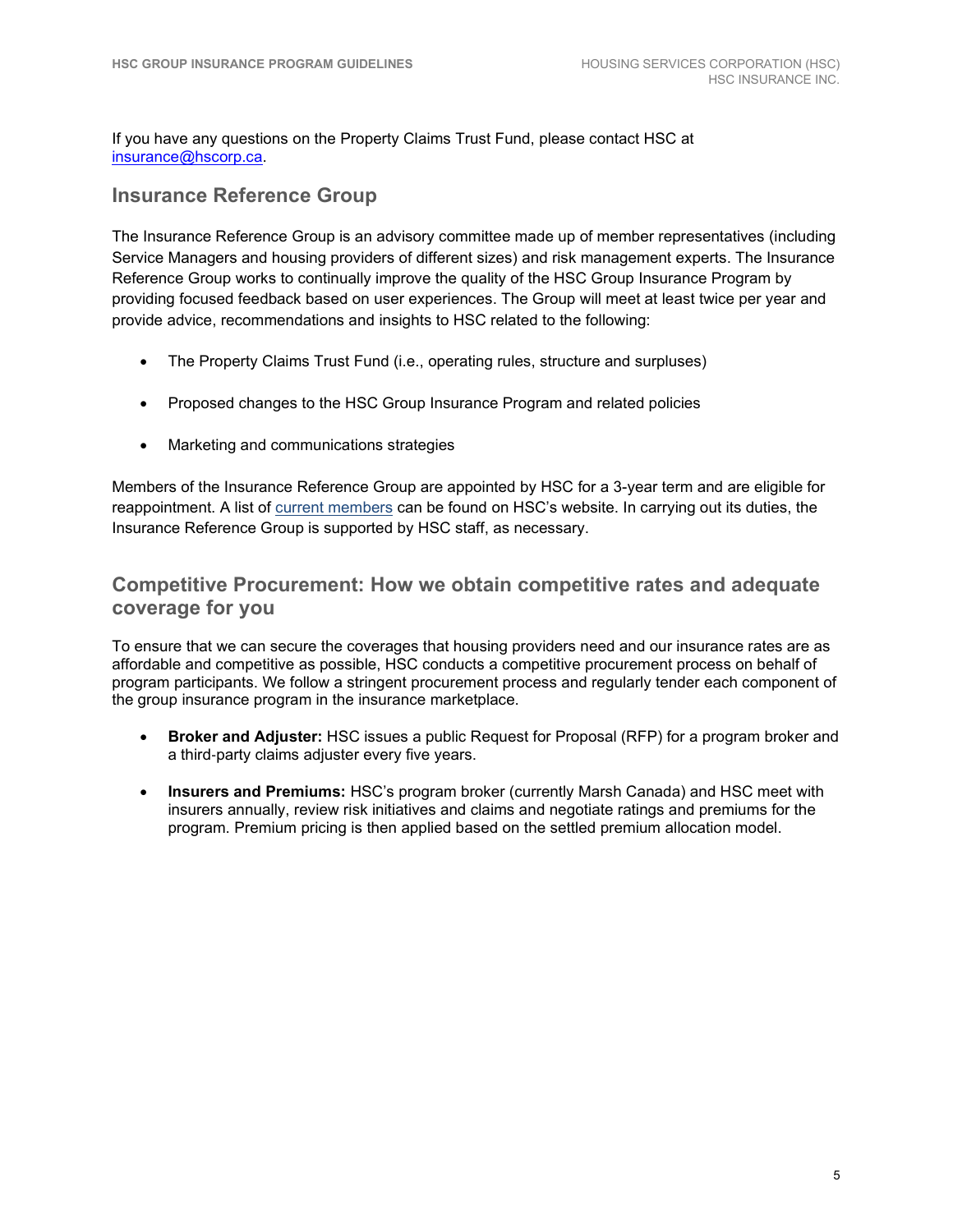If you have any questions on the Property Claims Trust Fund, please contact HSC at insurance@hscorp.ca.

## Insurance Reference Group

The Insurance Reference Group is an advisory committee made up of member representatives (including Service Managers and housing providers of different sizes) and risk management experts. The Insurance Reference Group works to continually improve the quality of the HSC Group Insurance Program by providing focused feedback based on user experiences. The Group will meet at least twice per year and provide advice, recommendations and insights to HSC related to the following:

- The Property Claims Trust Fund (i.e., operating rules, structure and surpluses)
- Proposed changes to the HSC Group Insurance Program and related policies
- Marketing and communications strategies

Members of the Insurance Reference Group are appointed by HSC for a 3-year term and are eligible for reappointment. A list of current members can be found on HSC's website. In carrying out its duties, the Insurance Reference Group is supported by HSC staff, as necessary.

## Competitive Procurement: How we obtain competitive rates and adequate coverage for you

To ensure that we can secure the coverages that housing providers need and our insurance rates are as affordable and competitive as possible, HSC conducts a competitive procurement process on behalf of program participants. We follow a stringent procurement process and regularly tender each component of the group insurance program in the insurance marketplace.

- **Broker and Adjuster:** HSC issues a public Request for Proposal (RFP) for a program broker and a third-party claims adjuster every five years.
- **Insurers and Premiums:** HSC's program broker (currently Marsh Canada) and HSC meet with insurers annually, review risk initiatives and claims and negotiate ratings and premiums for the program. Premium pricing is then applied based on the settled premium allocation model.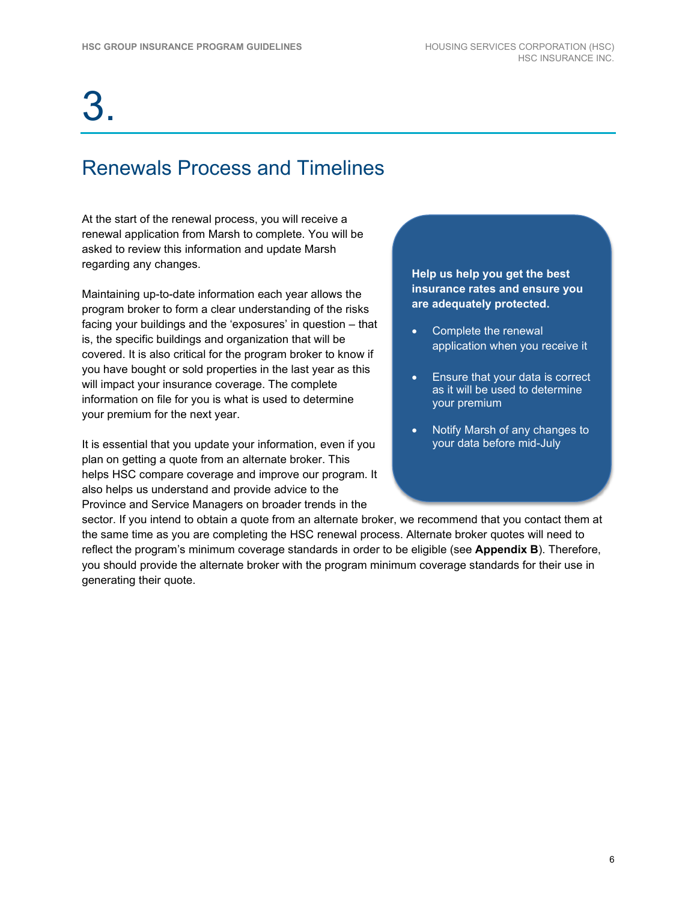# 3.

## Renewals Process and Timelines

At the start of the renewal process, you will receive a renewal application from Marsh to complete. You will be asked to review this information and update Marsh regarding any changes.

Maintaining up-to-date information each year allows the program broker to form a clear understanding of the risks facing your buildings and the 'exposures' in question – that is, the specific buildings and organization that will be covered. It is also critical for the program broker to know if you have bought or sold properties in the last year as this will impact your insurance coverage. The complete information on file for you is what is used to determine your premium for the next year.

It is essential that you update your information, even if you plan on getting a quote from an alternate broker. This helps HSC compare coverage and improve our program. It also helps us understand and provide advice to the Province and Service Managers on broader trends in the sector. If you intend to obtain a quote from an alternate broker, we recommend that you contact them at the same time as you are completing the HSC renewal process. Alternate broker quotes will need to reflect the program's minimum coverage standards in order to be eligible (see **Appendix B**). Therefore, you should provide the alternate broker with the program minimum coverage standards for their use in generating their quote.

**Help us help you get the best insurance rates and ensure you are adequately protected.**

- Complete the renewal application when you receive it
- Ensure that your data is correct as it will be used to determine your premium
- Notify Marsh of any changes to your data before mid-July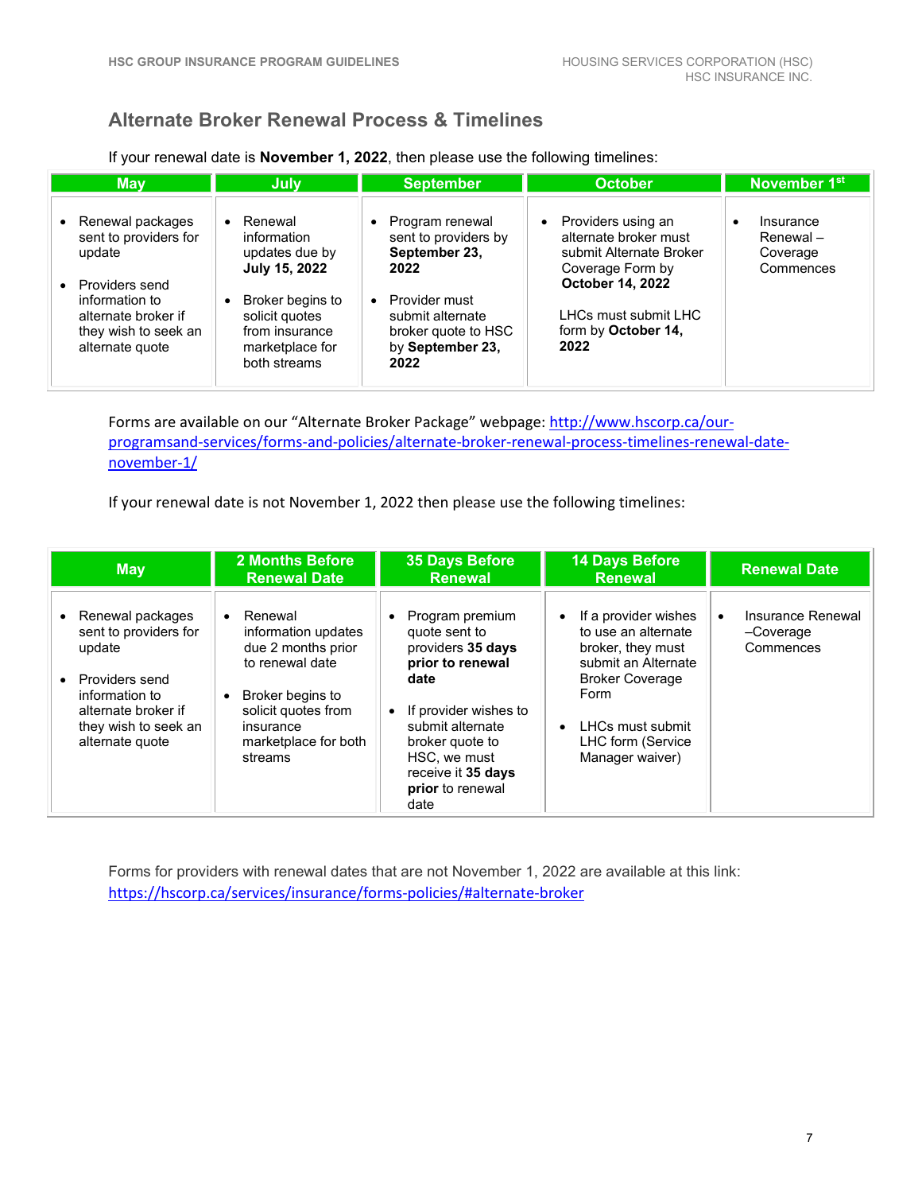## Alternate Broker Renewal Process & Timelines

If your renewal date is **November 1, 2022**, then please use the following timelines:

| May | July | September | October | November 1st |
|---|---|---|---|---|
| • Renewal packages sent to providers for update<br>• Providers send information to alternate broker if they wish to seek an alternate quote | • Renewal information updates due by **July 15, 2022**<br>• Broker begins to solicit quotes from insurance marketplace for both streams | • Program renewal sent to providers by **September 23, 2022**<br>• Provider must submit alternate broker quote to HSC by **September 23, 2022** | • Providers using an alternate broker must submit Alternate Broker Coverage Form by **October 14, 2022**<br><br>LHCs must submit LHC form by **October 14, 2022** | • Insurance Renewal – Coverage Commences |

Forms are available on our "Alternate Broker Package" webpage: http://www.hscorp.ca/our-programsand-services/forms-and-policies/alternate-broker-renewal-process-timelines-renewal-date-november-1/

If your renewal date is not November 1, 2022 then please use the following timelines:

| May | 2 Months Before Renewal Date | 35 Days Before Renewal | 14 Days Before Renewal | Renewal Date |
|---|---|---|---|---|
| • Renewal packages sent to providers for update<br>• Providers send information to alternate broker if they wish to seek an alternate quote | • Renewal information updates due 2 months prior to renewal date<br>• Broker begins to solicit quotes from insurance marketplace for both streams | • Program premium quote sent to providers **35 days prior to renewal date**<br>• If provider wishes to submit alternate broker quote to HSC, we must receive it **35 days prior** to renewal date | • If a provider wishes to use an alternate broker, they must submit an Alternate Broker Coverage Form<br>• LHCs must submit LHC form (Service Manager waiver) | • Insurance Renewal –Coverage Commences |

Forms for providers with renewal dates that are not November 1, 2022 are available at this link: https://hscorp.ca/services/insurance/forms-policies/#alternate-broker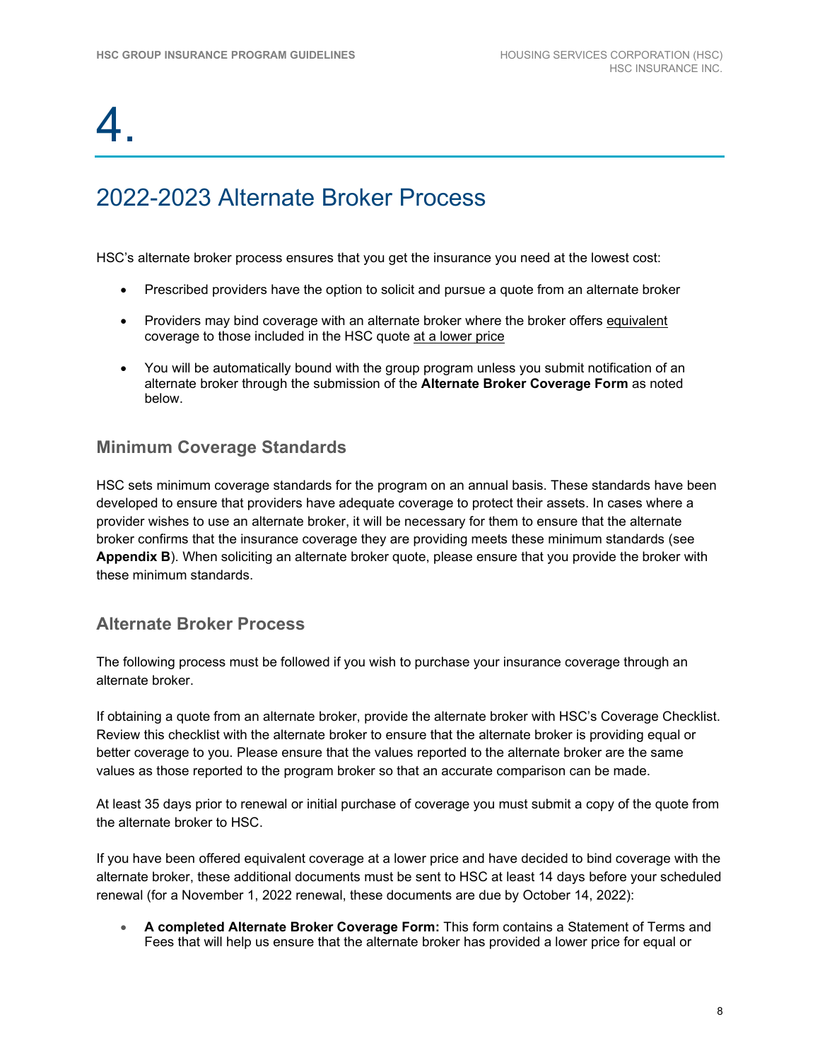// 4.

## 2022-2023 Alternate Broker Process

HSC's alternate broker process ensures that you get the insurance you need at the lowest cost:

- Prescribed providers have the option to solicit and pursue a quote from an alternate broker
- Providers may bind coverage with an alternate broker where the broker offers equivalent coverage to those included in the HSC quote at a lower price
- You will be automatically bound with the group program unless you submit notification of an alternate broker through the submission of the **Alternate Broker Coverage Form** as noted below.

### Minimum Coverage Standards

HSC sets minimum coverage standards for the program on an annual basis. These standards have been developed to ensure that providers have adequate coverage to protect their assets. In cases where a provider wishes to use an alternate broker, it will be necessary for them to ensure that the alternate broker confirms that the insurance coverage they are providing meets these minimum standards (see **Appendix B**). When soliciting an alternate broker quote, please ensure that you provide the broker with these minimum standards.

### Alternate Broker Process

The following process must be followed if you wish to purchase your insurance coverage through an alternate broker.

If obtaining a quote from an alternate broker, provide the alternate broker with HSC's Coverage Checklist. Review this checklist with the alternate broker to ensure that the alternate broker is providing equal or better coverage to you. Please ensure that the values reported to the alternate broker are the same values as those reported to the program broker so that an accurate comparison can be made.

At least 35 days prior to renewal or initial purchase of coverage you must submit a copy of the quote from the alternate broker to HSC.

If you have been offered equivalent coverage at a lower price and have decided to bind coverage with the alternate broker, these additional documents must be sent to HSC at least 14 days before your scheduled renewal (for a November 1, 2022 renewal, these documents are due by October 14, 2022):

- **A completed Alternate Broker Coverage Form:** This form contains a Statement of Terms and Fees that will help us ensure that the alternate broker has provided a lower price for equal or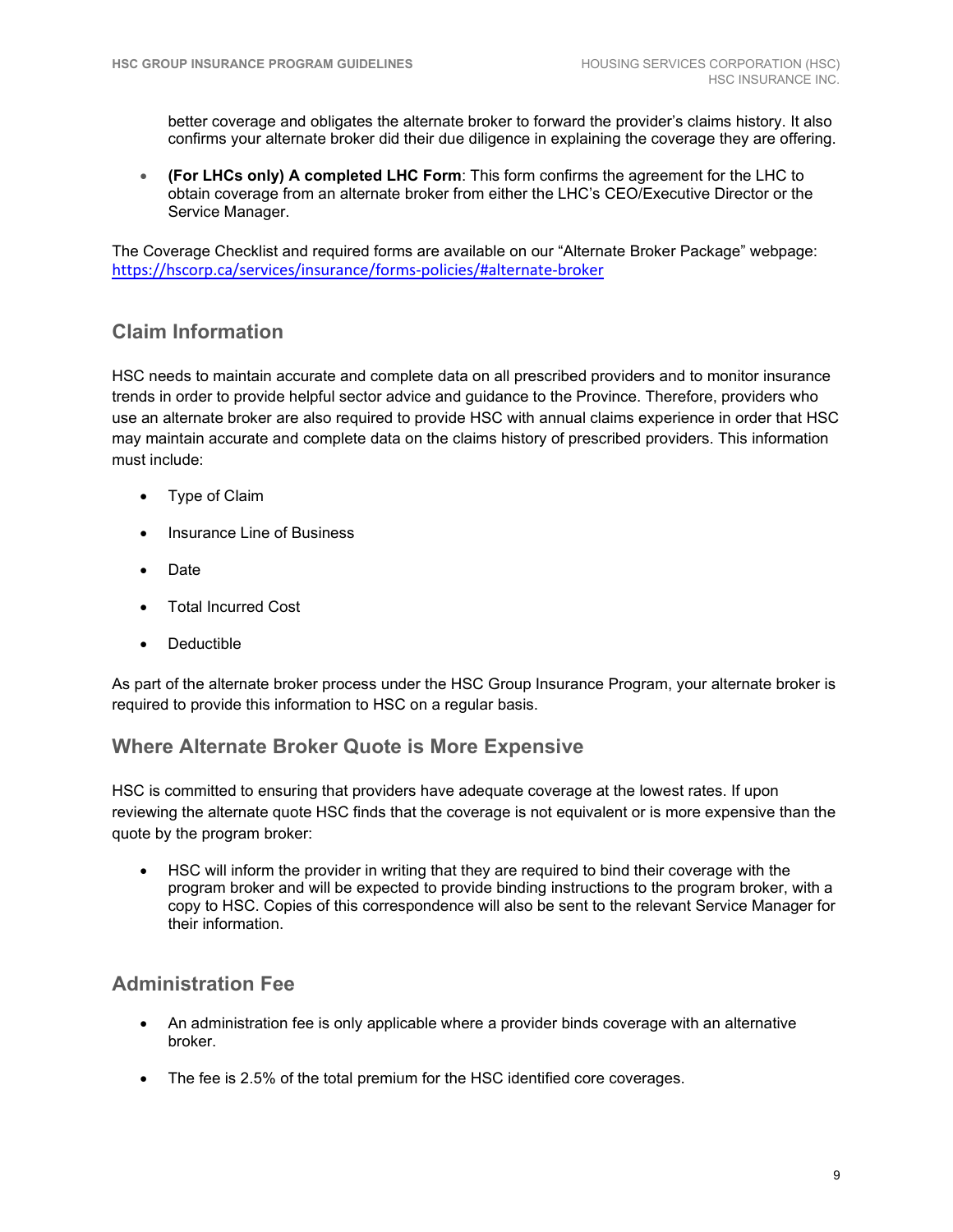better coverage and obligates the alternate broker to forward the provider's claims history. It also confirms your alternate broker did their due diligence in explaining the coverage they are offering.

- **(For LHCs only) A completed LHC Form**: This form confirms the agreement for the LHC to obtain coverage from an alternate broker from either the LHC's CEO/Executive Director or the Service Manager.

The Coverage Checklist and required forms are available on our "Alternate Broker Package" webpage: https://hscorp.ca/services/insurance/forms-policies/#alternate-broker

## Claim Information

HSC needs to maintain accurate and complete data on all prescribed providers and to monitor insurance trends in order to provide helpful sector advice and guidance to the Province. Therefore, providers who use an alternate broker are also required to provide HSC with annual claims experience in order that HSC may maintain accurate and complete data on the claims history of prescribed providers. This information must include:

- Type of Claim
- Insurance Line of Business
- Date
- Total Incurred Cost
- Deductible

As part of the alternate broker process under the HSC Group Insurance Program, your alternate broker is required to provide this information to HSC on a regular basis.

## Where Alternate Broker Quote is More Expensive

HSC is committed to ensuring that providers have adequate coverage at the lowest rates. If upon reviewing the alternate quote HSC finds that the coverage is not equivalent or is more expensive than the quote by the program broker:

- HSC will inform the provider in writing that they are required to bind their coverage with the program broker and will be expected to provide binding instructions to the program broker, with a copy to HSC. Copies of this correspondence will also be sent to the relevant Service Manager for their information.

## Administration Fee

- An administration fee is only applicable where a provider binds coverage with an alternative broker.
- The fee is 2.5% of the total premium for the HSC identified core coverages.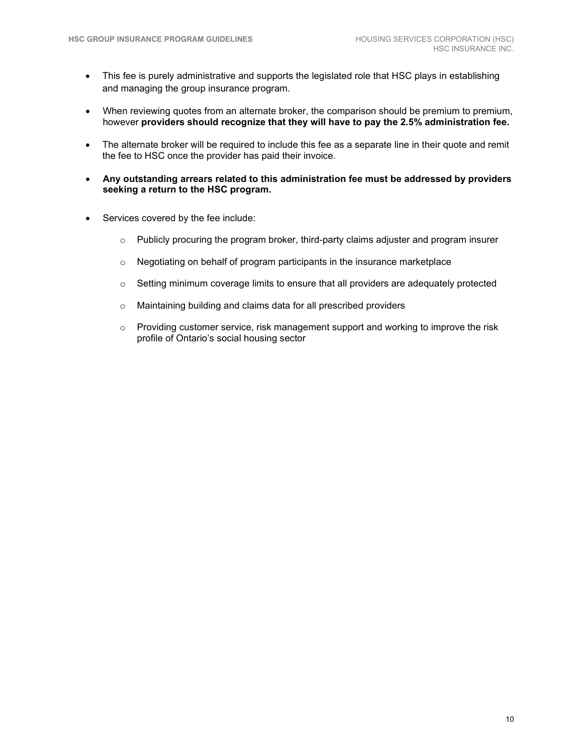- This fee is purely administrative and supports the legislated role that HSC plays in establishing and managing the group insurance program.
- When reviewing quotes from an alternate broker, the comparison should be premium to premium, however **providers should recognize that they will have to pay the 2.5% administration fee.**
- The alternate broker will be required to include this fee as a separate line in their quote and remit the fee to HSC once the provider has paid their invoice.
- **Any outstanding arrears related to this administration fee must be addressed by providers seeking a return to the HSC program.**
- Services covered by the fee include:
    - Publicly procuring the program broker, third-party claims adjuster and program insurer
    - Negotiating on behalf of program participants in the insurance marketplace
    - Setting minimum coverage limits to ensure that all providers are adequately protected
    - Maintaining building and claims data for all prescribed providers
    - Providing customer service, risk management support and working to improve the risk profile of Ontario's social housing sector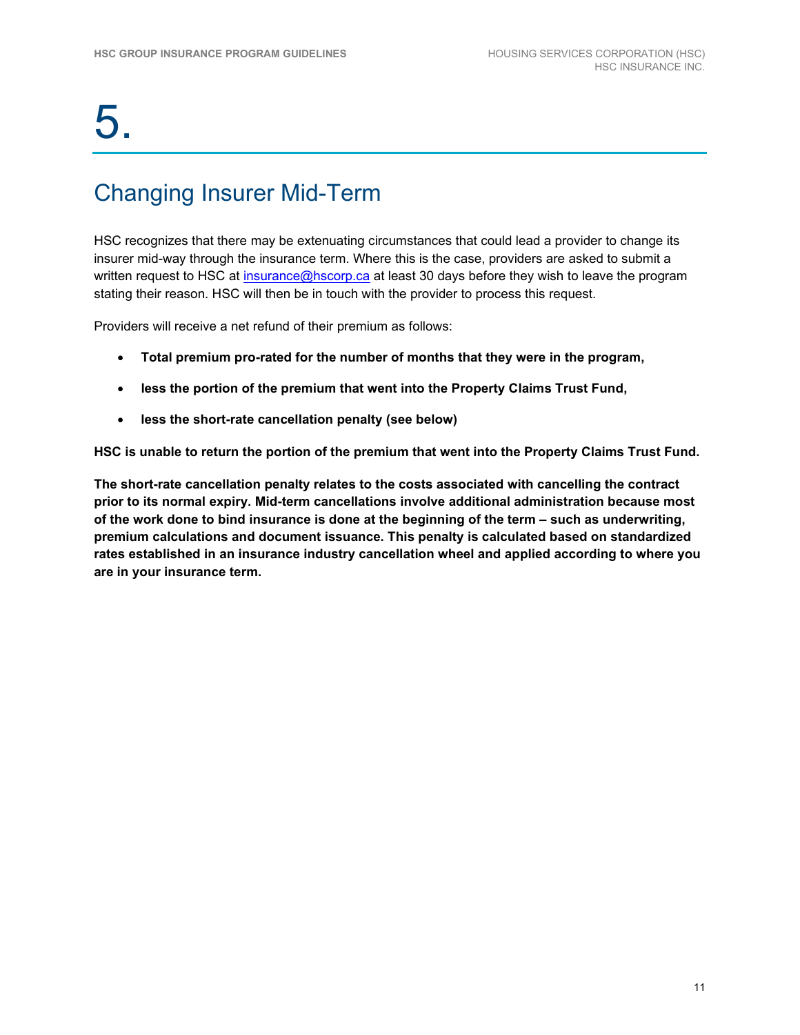# 5.

## Changing Insurer Mid-Term

HSC recognizes that there may be extenuating circumstances that could lead a provider to change its insurer mid-way through the insurance term. Where this is the case, providers are asked to submit a written request to HSC at insurance@hscorp.ca at least 30 days before they wish to leave the program stating their reason. HSC will then be in touch with the provider to process this request.

Providers will receive a net refund of their premium as follows:

- **Total premium pro-rated for the number of months that they were in the program,**
- **less the portion of the premium that went into the Property Claims Trust Fund,**
- **less the short-rate cancellation penalty (see below)**

**HSC is unable to return the portion of the premium that went into the Property Claims Trust Fund.**

**The short-rate cancellation penalty relates to the costs associated with cancelling the contract prior to its normal expiry. Mid-term cancellations involve additional administration because most of the work done to bind insurance is done at the beginning of the term – such as underwriting, premium calculations and document issuance. This penalty is calculated based on standardized rates established in an insurance industry cancellation wheel and applied according to where you are in your insurance term.**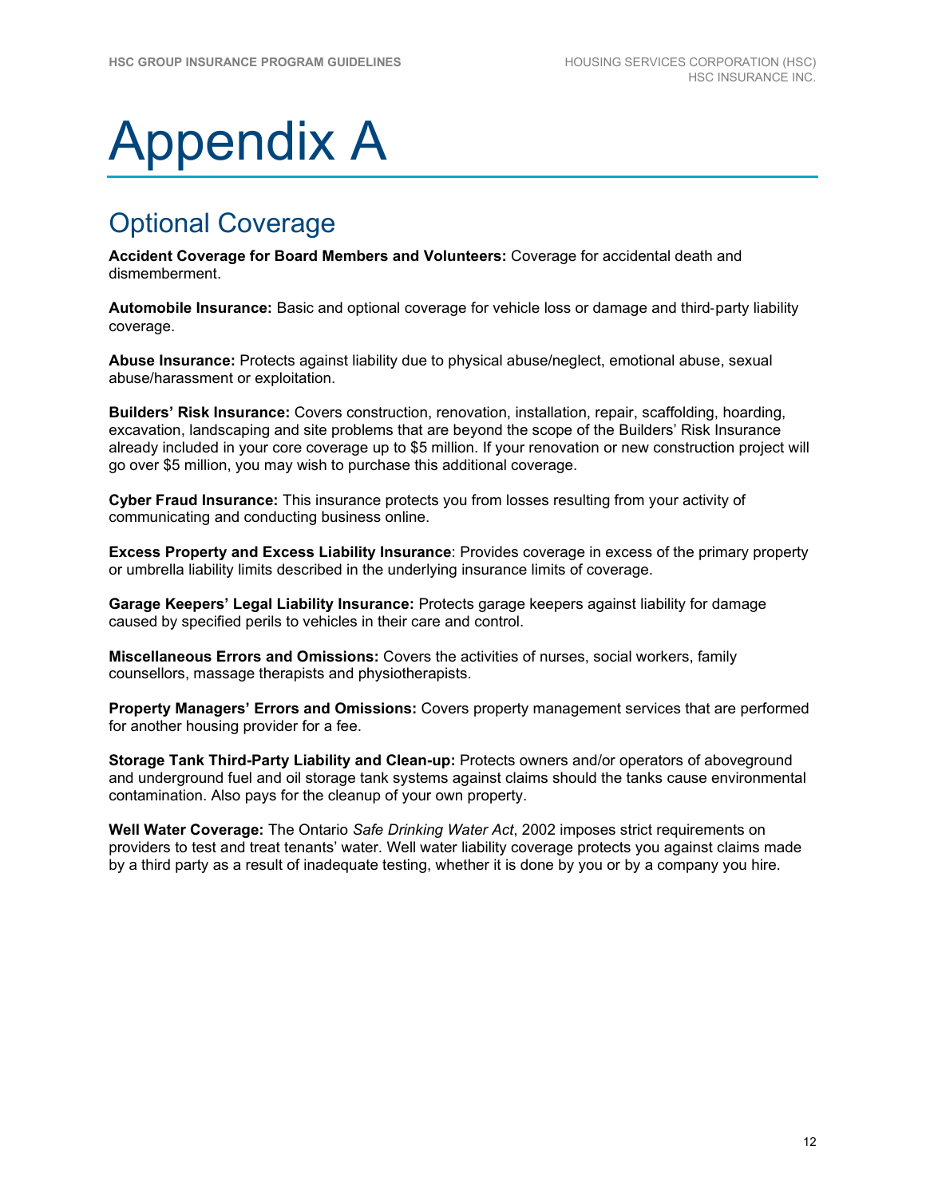# Appendix A

## Optional Coverage

**Accident Coverage for Board Members and Volunteers:** Coverage for accidental death and dismemberment.

**Automobile Insurance:** Basic and optional coverage for vehicle loss or damage and third-party liability coverage.

**Abuse Insurance:** Protects against liability due to physical abuse/neglect, emotional abuse, sexual abuse/harassment or exploitation.

**Builders' Risk Insurance:** Covers construction, renovation, installation, repair, scaffolding, hoarding, excavation, landscaping and site problems that are beyond the scope of the Builders' Risk Insurance already included in your core coverage up to $5 million. If your renovation or new construction project will go over $5 million, you may wish to purchase this additional coverage.

**Cyber Fraud Insurance:** This insurance protects you from losses resulting from your activity of communicating and conducting business online.

**Excess Property and Excess Liability Insurance**: Provides coverage in excess of the primary property or umbrella liability limits described in the underlying insurance limits of coverage.

**Garage Keepers' Legal Liability Insurance:** Protects garage keepers against liability for damage caused by specified perils to vehicles in their care and control.

**Miscellaneous Errors and Omissions:** Covers the activities of nurses, social workers, family counsellors, massage therapists and physiotherapists.

**Property Managers' Errors and Omissions:** Covers property management services that are performed for another housing provider for a fee.

**Storage Tank Third-Party Liability and Clean-up:** Protects owners and/or operators of aboveground and underground fuel and oil storage tank systems against claims should the tanks cause environmental contamination. Also pays for the cleanup of your own property.

**Well Water Coverage:** The Ontario *Safe Drinking Water Act*, 2002 imposes strict requirements on providers to test and treat tenants' water. Well water liability coverage protects you against claims made by a third party as a result of inadequate testing, whether it is done by you or by a company you hire.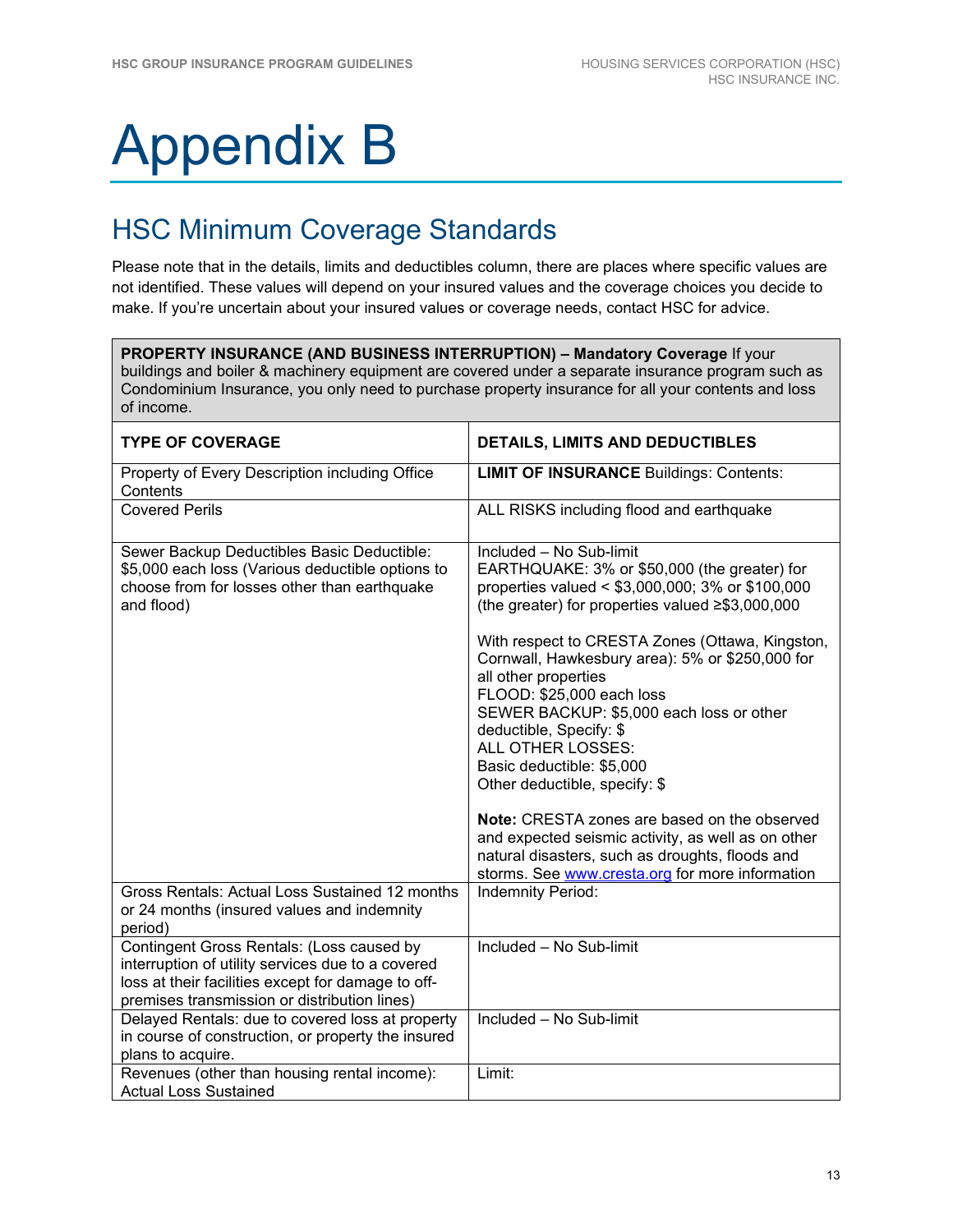# Appendix B

## HSC Minimum Coverage Standards

Please note that in the details, limits and deductibles column, there are places where specific values are not identified. These values will depend on your insured values and the coverage choices you decide to make. If you're uncertain about your insured values or coverage needs, contact HSC for advice.

**PROPERTY INSURANCE (AND BUSINESS INTERRUPTION) – Mandatory Coverage** If your buildings and boiler & machinery equipment are covered under a separate insurance program such as Condominium Insurance, you only need to purchase property insurance for all your contents and loss of income.

| TYPE OF COVERAGE | DETAILS, LIMITS AND DEDUCTIBLES |
|---|---|
| Property of Every Description including Office Contents | **LIMIT OF INSURANCE** Buildings: Contents: |
| Covered Perils | ALL RISKS including flood and earthquake |
| Sewer Backup Deductibles Basic Deductible: $5,000 each loss (Various deductible options to choose from for losses other than earthquake and flood) | Included – No Sub-limit<br>EARTHQUAKE: 3% or $50,000 (the greater) for properties valued < $3,000,000; 3% or $100,000 (the greater) for properties valued ≥$3,000,000<br><br>With respect to CRESTA Zones (Ottawa, Kingston, Cornwall, Hawkesbury area): 5% or $250,000 for all other properties<br>FLOOD: $25,000 each loss<br>SEWER BACKUP: $5,000 each loss or other deductible, Specify: $<br>ALL OTHER LOSSES:<br>Basic deductible: $5,000<br>Other deductible, specify: $<br><br>**Note:** CRESTA zones are based on the observed and expected seismic activity, as well as on other natural disasters, such as droughts, floods and storms. See www.cresta.org for more information |
| Gross Rentals: Actual Loss Sustained 12 months or 24 months (insured values and indemnity period) | Indemnity Period: |
| Contingent Gross Rentals: (Loss caused by interruption of utility services due to a covered loss at their facilities except for damage to off-premises transmission or distribution lines) | Included – No Sub-limit |
| Delayed Rentals: due to covered loss at property in course of construction, or property the insured plans to acquire. | Included – No Sub-limit |
| Revenues (other than housing rental income): Actual Loss Sustained | Limit: |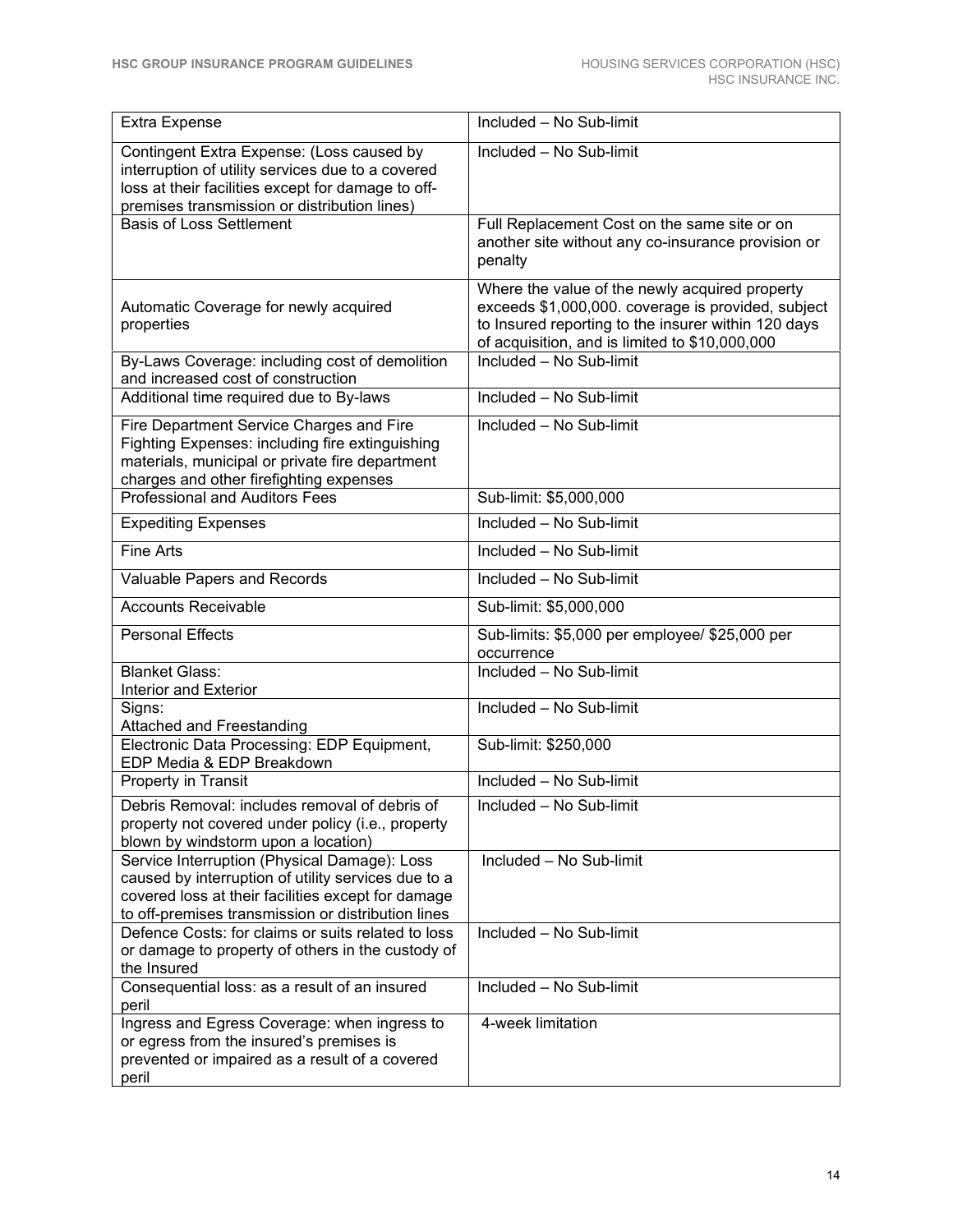| Extra Expense | Included – No Sub-limit |
|---|---|
| Contingent Extra Expense: (Loss caused by interruption of utility services due to a covered loss at their facilities except for damage to off-premises transmission or distribution lines) | Included – No Sub-limit |
| Basis of Loss Settlement | Full Replacement Cost on the same site or on another site without any co-insurance provision or penalty |
| Automatic Coverage for newly acquired properties | Where the value of the newly acquired property exceeds $1,000,000. coverage is provided, subject to Insured reporting to the insurer within 120 days of acquisition, and is limited to $10,000,000 |
| By-Laws Coverage: including cost of demolition and increased cost of construction | Included – No Sub-limit |
| Additional time required due to By-laws | Included – No Sub-limit |
| Fire Department Service Charges and Fire Fighting Expenses: including fire extinguishing materials, municipal or private fire department charges and other firefighting expenses | Included – No Sub-limit |
| Professional and Auditors Fees | Sub-limit: $5,000,000 |
| Expediting Expenses | Included – No Sub-limit |
| Fine Arts | Included – No Sub-limit |
| Valuable Papers and Records | Included – No Sub-limit |
| Accounts Receivable | Sub-limit: $5,000,000 |
| Personal Effects | Sub-limits: $5,000 per employee/ $25,000 per occurrence |
| Blanket Glass: Interior and Exterior | Included – No Sub-limit |
| Signs: Attached and Freestanding | Included – No Sub-limit |
| Electronic Data Processing: EDP Equipment, EDP Media & EDP Breakdown | Sub-limit: $250,000 |
| Property in Transit | Included – No Sub-limit |
| Debris Removal: includes removal of debris of property not covered under policy (i.e., property blown by windstorm upon a location) | Included – No Sub-limit |
| Service Interruption (Physical Damage): Loss caused by interruption of utility services due to a covered loss at their facilities except for damage to off-premises transmission or distribution lines | Included – No Sub-limit |
| Defence Costs: for claims or suits related to loss or damage to property of others in the custody of the Insured | Included – No Sub-limit |
| Consequential loss: as a result of an insured peril | Included – No Sub-limit |
| Ingress and Egress Coverage: when ingress to or egress from the insured's premises is prevented or impaired as a result of a covered peril | 4-week limitation |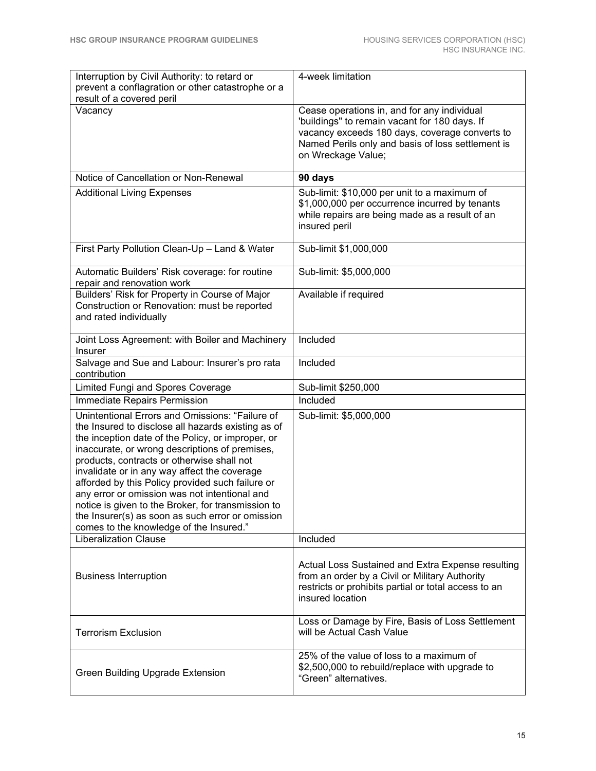| | |
|---|---|
| Interruption by Civil Authority: to retard or prevent a conflagration or other catastrophe or a result of a covered peril | 4-week limitation |
| Vacancy | Cease operations in, and for any individual 'buildings" to remain vacant for 180 days. If vacancy exceeds 180 days, coverage converts to Named Perils only and basis of loss settlement is on Wreckage Value; |
| Notice of Cancellation or Non-Renewal | **90 days** |
| Additional Living Expenses | Sub-limit: $10,000 per unit to a maximum of $1,000,000 per occurrence incurred by tenants while repairs are being made as a result of an insured peril |
| First Party Pollution Clean-Up – Land & Water | Sub-limit $1,000,000 |
| Automatic Builders' Risk coverage: for routine repair and renovation work | Sub-limit: $5,000,000 |
| Builders' Risk for Property in Course of Major Construction or Renovation: must be reported and rated individually | Available if required |
| Joint Loss Agreement: with Boiler and Machinery Insurer | Included |
| Salvage and Sue and Labour: Insurer's pro rata contribution | Included |
| Limited Fungi and Spores Coverage | Sub-limit $250,000 |
| Immediate Repairs Permission | Included |
| Unintentional Errors and Omissions: "Failure of the Insured to disclose all hazards existing as of the inception date of the Policy, or improper, or inaccurate, or wrong descriptions of premises, products, contracts or otherwise shall not invalidate or in any way affect the coverage afforded by this Policy provided such failure or any error or omission was not intentional and notice is given to the Broker, for transmission to the Insurer(s) as soon as such error or omission comes to the knowledge of the Insured." | Sub-limit: $5,000,000 |
| Liberalization Clause | Included |
| Business Interruption | Actual Loss Sustained and Extra Expense resulting from an order by a Civil or Military Authority restricts or prohibits partial or total access to an insured location |
| Terrorism Exclusion | Loss or Damage by Fire, Basis of Loss Settlement will be Actual Cash Value |
| Green Building Upgrade Extension | 25% of the value of loss to a maximum of $2,500,000 to rebuild/replace with upgrade to "Green" alternatives. |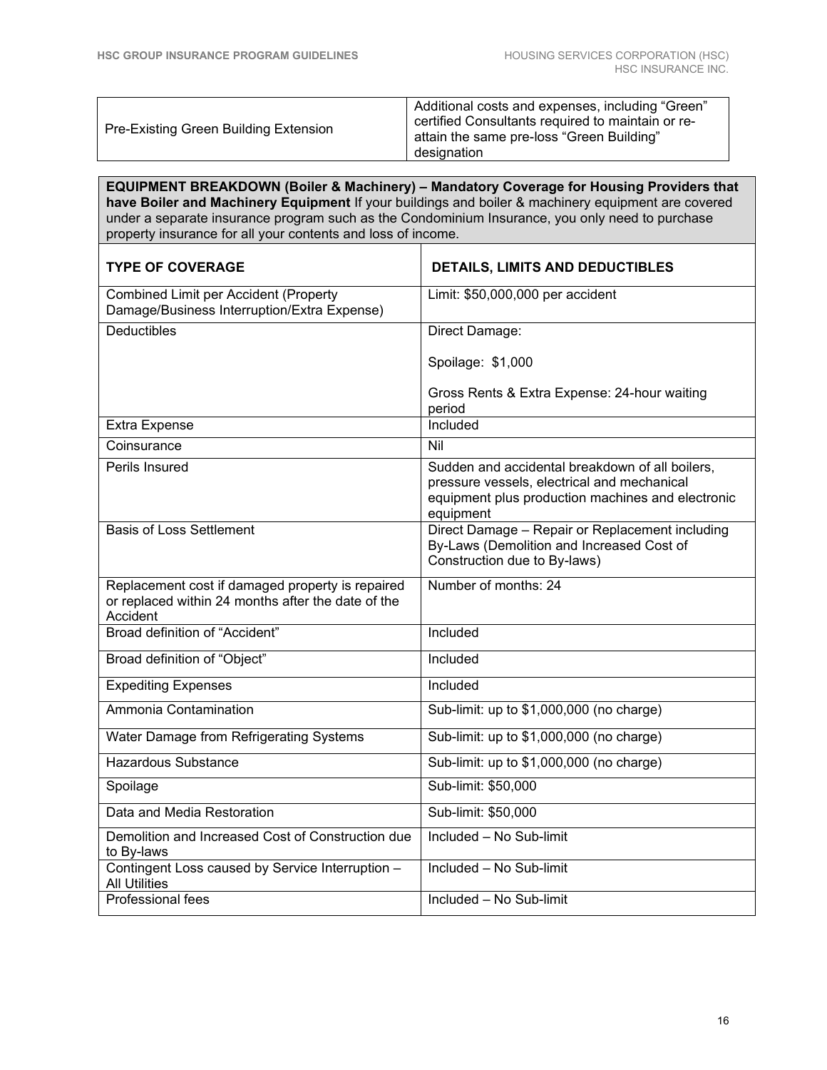| Pre-Existing Green Building Extension | Additional costs and expenses, including “Green” certified Consultants required to maintain or re-attain the same pre-loss “Green Building” designation |
|---|---|

**EQUIPMENT BREAKDOWN (Boiler & Machinery) – Mandatory Coverage for Housing Providers that have Boiler and Machinery Equipment** If your buildings and boiler & machinery equipment are covered under a separate insurance program such as the Condominium Insurance, you only need to purchase property insurance for all your contents and loss of income.

| TYPE OF COVERAGE | DETAILS, LIMITS AND DEDUCTIBLES |
|---|---|
| Combined Limit per Accident (Property Damage/Business Interruption/Extra Expense) | Limit: $50,000,000 per accident |
| Deductibles | Direct Damage:<br><br>Spoilage: $1,000<br><br>Gross Rents & Extra Expense: 24-hour waiting period |
| Extra Expense | Included |
| Coinsurance | Nil |
| Perils Insured | Sudden and accidental breakdown of all boilers, pressure vessels, electrical and mechanical equipment plus production machines and electronic equipment |
| Basis of Loss Settlement | Direct Damage – Repair or Replacement including By-Laws (Demolition and Increased Cost of Construction due to By-laws) |
| Replacement cost if damaged property is repaired or replaced within 24 months after the date of the Accident | Number of months: 24 |
| Broad definition of “Accident” | Included |
| Broad definition of “Object” | Included |
| Expediting Expenses | Included |
| Ammonia Contamination | Sub-limit: up to $1,000,000 (no charge) |
| Water Damage from Refrigerating Systems | Sub-limit: up to $1,000,000 (no charge) |
| Hazardous Substance | Sub-limit: up to $1,000,000 (no charge) |
| Spoilage | Sub-limit: $50,000 |
| Data and Media Restoration | Sub-limit: $50,000 |
| Demolition and Increased Cost of Construction due to By-laws | Included – No Sub-limit |
| Contingent Loss caused by Service Interruption – All Utilities | Included – No Sub-limit |
| Professional fees | Included – No Sub-limit |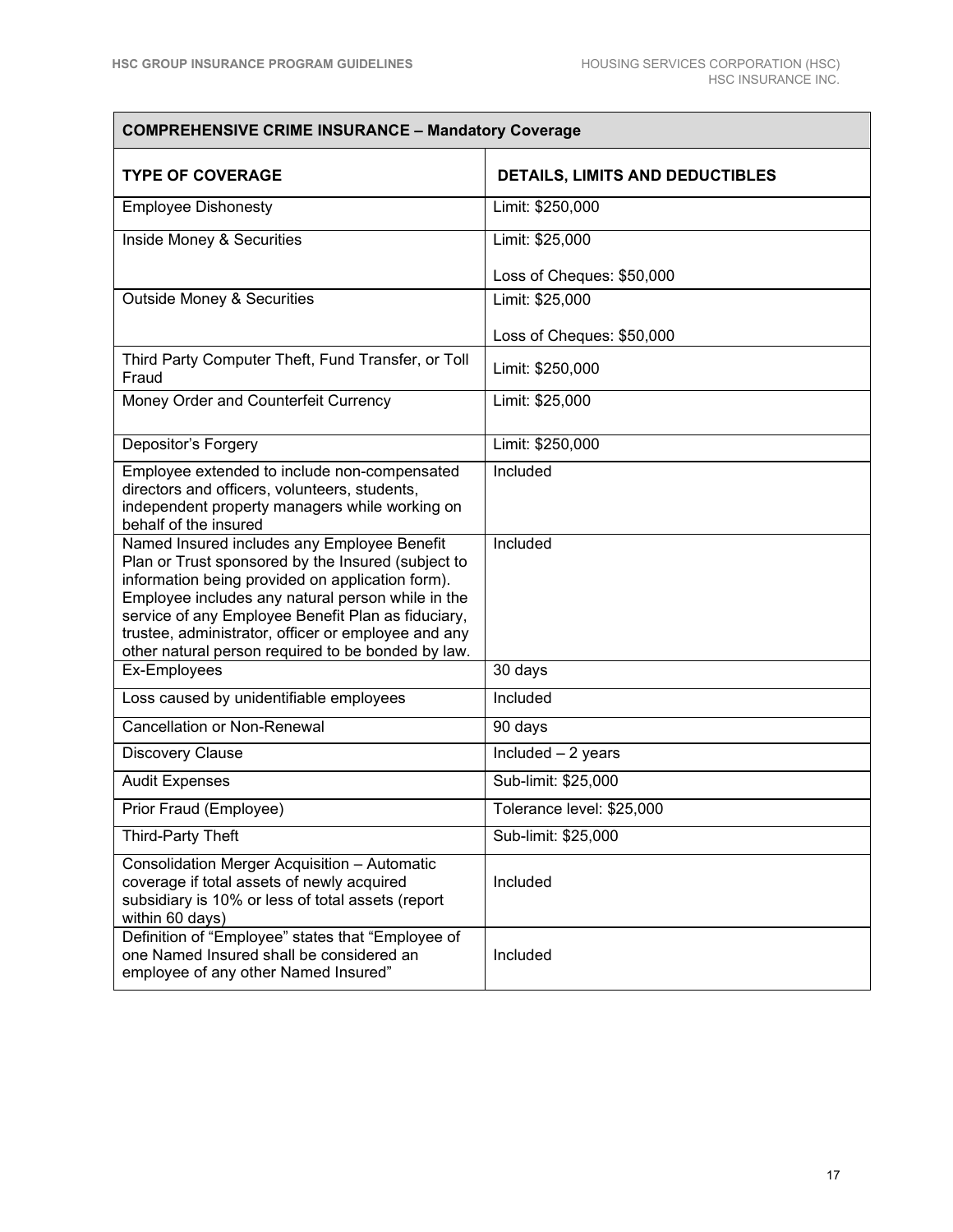| COMPREHENSIVE CRIME INSURANCE – Mandatory Coverage | |
|---|---|
| **TYPE OF COVERAGE** | **DETAILS, LIMITS AND DEDUCTIBLES** |
| Employee Dishonesty | Limit: $250,000 |
| Inside Money & Securities | Limit: $25,000<br><br>Loss of Cheques: $50,000 |
| Outside Money & Securities | Limit: $25,000<br><br>Loss of Cheques: $50,000 |
| Third Party Computer Theft, Fund Transfer, or Toll Fraud | Limit: $250,000 |
| Money Order and Counterfeit Currency | Limit: $25,000 |
| Depositor's Forgery | Limit: $250,000 |
| Employee extended to include non-compensated directors and officers, volunteers, students, independent property managers while working on behalf of the insured | Included |
| Named Insured includes any Employee Benefit Plan or Trust sponsored by the Insured (subject to information being provided on application form). Employee includes any natural person while in the service of any Employee Benefit Plan as fiduciary, trustee, administrator, officer or employee and any other natural person required to be bonded by law. | Included |
| Ex-Employees | 30 days |
| Loss caused by unidentifiable employees | Included |
| Cancellation or Non-Renewal | 90 days |
| Discovery Clause | Included – 2 years |
| Audit Expenses | Sub-limit: $25,000 |
| Prior Fraud (Employee) | Tolerance level: $25,000 |
| Third-Party Theft | Sub-limit: $25,000 |
| Consolidation Merger Acquisition – Automatic coverage if total assets of newly acquired subsidiary is 10% or less of total assets (report within 60 days) | Included |
| Definition of "Employee" states that "Employee of one Named Insured shall be considered an employee of any other Named Insured" | Included |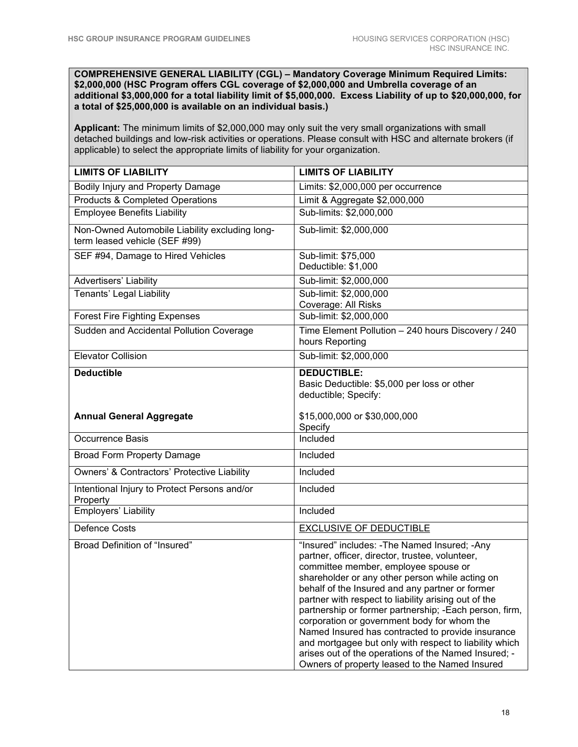**COMPREHENSIVE GENERAL LIABILITY (CGL) – Mandatory Coverage Minimum Required Limits: $2,000,000 (HSC Program offers CGL coverage of $2,000,000 and Umbrella coverage of an additional $3,000,000 for a total liability limit of $5,000,000. Excess Liability of up to $20,000,000, for a total of $25,000,000 is available on an individual basis.)**

**Applicant:** The minimum limits of $2,000,000 may only suit the very small organizations with small detached buildings and low-risk activities or operations. Please consult with HSC and alternate brokers (if applicable) to select the appropriate limits of liability for your organization.

| LIMITS OF LIABILITY | LIMITS OF LIABILITY |
|---|---|
| Bodily Injury and Property Damage | Limits: $2,000,000 per occurrence |
| Products & Completed Operations | Limit & Aggregate $2,000,000 |
| Employee Benefits Liability | Sub-limits: $2,000,000 |
| Non-Owned Automobile Liability excluding long-term leased vehicle (SEF #99) | Sub-limit: $2,000,000 |
| SEF #94, Damage to Hired Vehicles | Sub-limit: $75,000<br>Deductible: $1,000 |
| Advertisers' Liability | Sub-limit: $2,000,000 |
| Tenants' Legal Liability | Sub-limit: $2,000,000<br>Coverage: All Risks |
| Forest Fire Fighting Expenses | Sub-limit: $2,000,000 |
| Sudden and Accidental Pollution Coverage | Time Element Pollution – 240 hours Discovery / 240 hours Reporting |
| Elevator Collision | Sub-limit: $2,000,000 |
| **Deductible**<br><br>**Annual General Aggregate** | **DEDUCTIBLE:**<br>Basic Deductible: $5,000 per loss or other deductible; Specify:<br><br>$15,000,000 or $30,000,000<br>Specify |
| Occurrence Basis | Included |
| Broad Form Property Damage | Included |
| Owners' & Contractors' Protective Liability | Included |
| Intentional Injury to Protect Persons and/or Property | Included |
| Employers' Liability | Included |
| Defence Costs | <u>EXCLUSIVE OF DEDUCTIBLE</u> |
| Broad Definition of "Insured" | "Insured" includes: -The Named Insured; -Any partner, officer, director, trustee, volunteer, committee member, employee spouse or shareholder or any other person while acting on behalf of the Insured and any partner or former partner with respect to liability arising out of the partnership or former partnership; -Each person, firm, corporation or government body for whom the Named Insured has contracted to provide insurance and mortgagee but only with respect to liability which arises out of the operations of the Named Insured; -Owners of property leased to the Named Insured |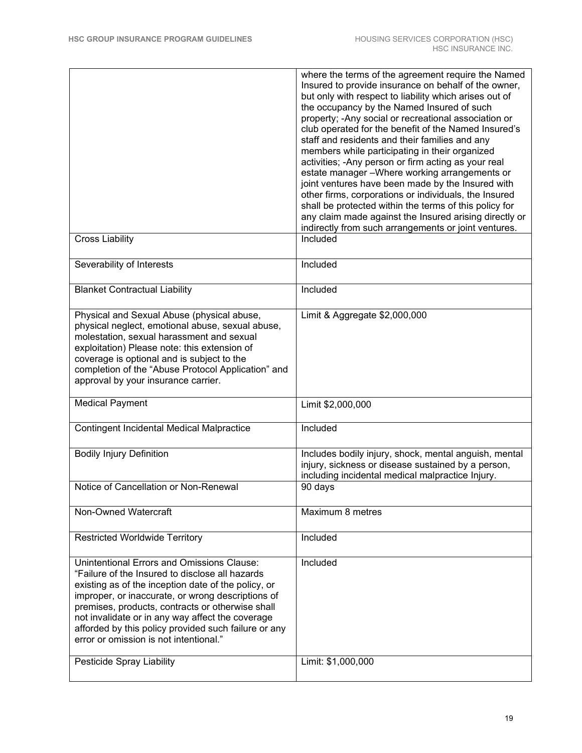| | |
|---|---|
| | where the terms of the agreement require the Named Insured to provide insurance on behalf of the owner, but only with respect to liability which arises out of the occupancy by the Named Insured of such property; -Any social or recreational association or club operated for the benefit of the Named Insured's staff and residents and their families and any members while participating in their organized activities; -Any person or firm acting as your real estate manager –Where working arrangements or joint ventures have been made by the Insured with other firms, corporations or individuals, the Insured shall be protected within the terms of this policy for any claim made against the Insured arising directly or indirectly from such arrangements or joint ventures. |
| Cross Liability | Included |
| Severability of Interests | Included |
| Blanket Contractual Liability | Included |
| Physical and Sexual Abuse (physical abuse, physical neglect, emotional abuse, sexual abuse, molestation, sexual harassment and sexual exploitation) Please note: this extension of coverage is optional and is subject to the completion of the "Abuse Protocol Application" and approval by your insurance carrier. | Limit & Aggregate $2,000,000 |
| Medical Payment | Limit $2,000,000 |
| Contingent Incidental Medical Malpractice | Included |
| Bodily Injury Definition | Includes bodily injury, shock, mental anguish, mental injury, sickness or disease sustained by a person, including incidental medical malpractice Injury. |
| Notice of Cancellation or Non-Renewal | 90 days |
| Non-Owned Watercraft | Maximum 8 metres |
| Restricted Worldwide Territory | Included |
| Unintentional Errors and Omissions Clause: "Failure of the Insured to disclose all hazards existing as of the inception date of the policy, or improper, or inaccurate, or wrong descriptions of premises, products, contracts or otherwise shall not invalidate or in any way affect the coverage afforded by this policy provided such failure or any error or omission is not intentional." | Included |
| Pesticide Spray Liability | Limit: $1,000,000 |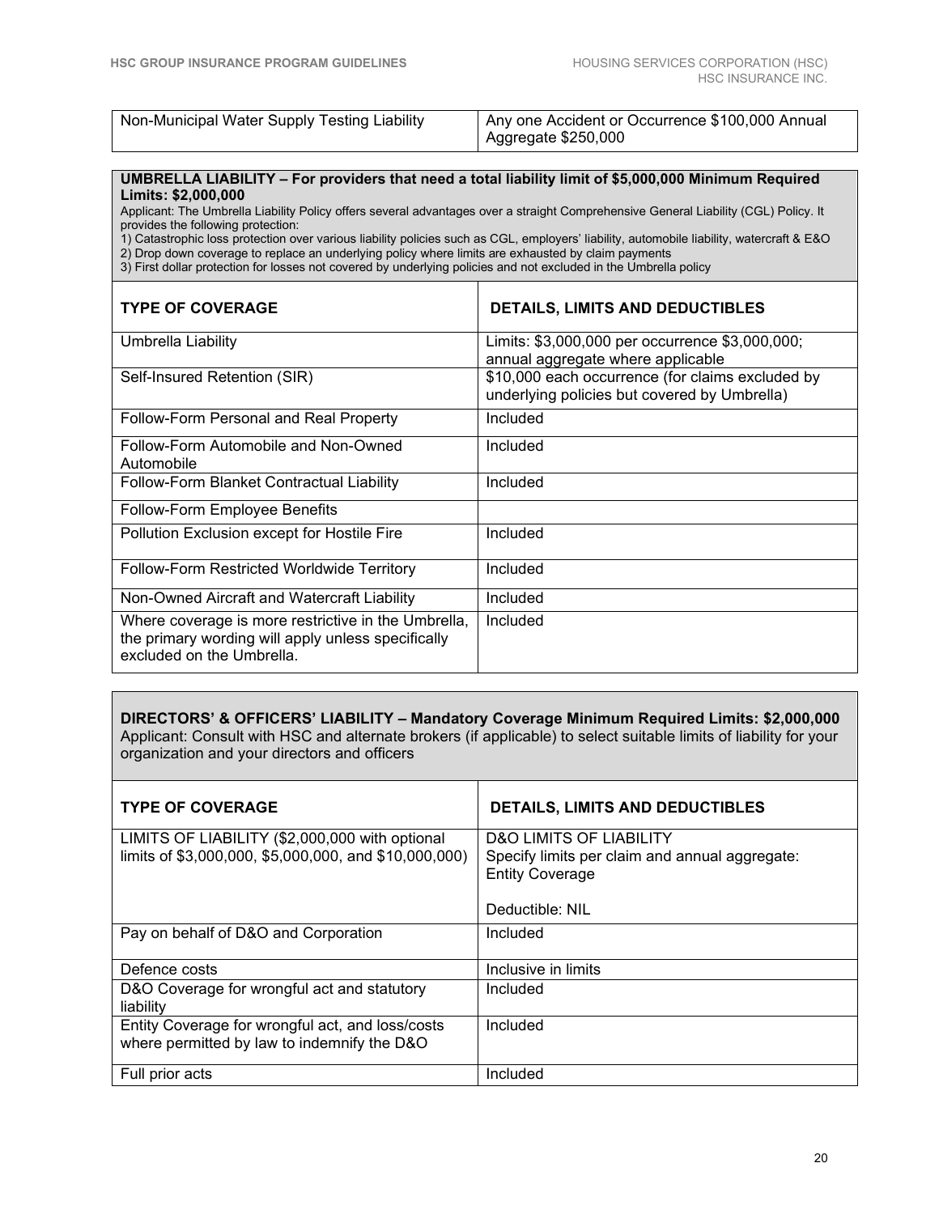| Non-Municipal Water Supply Testing Liability | Any one Accident or Occurrence $100,000 Annual Aggregate $250,000 |
|---|---|

**UMBRELLA LIABILITY – For providers that need a total liability limit of $5,000,000 Minimum Required Limits: $2,000,000**

Applicant: The Umbrella Liability Policy offers several advantages over a straight Comprehensive General Liability (CGL) Policy. It provides the following protection:

1) Catastrophic loss protection over various liability policies such as CGL, employers' liability, automobile liability, watercraft & E&O
2) Drop down coverage to replace an underlying policy where limits are exhausted by claim payments
3) First dollar protection for losses not covered by underlying policies and not excluded in the Umbrella policy

| TYPE OF COVERAGE | DETAILS, LIMITS AND DEDUCTIBLES |
|---|---|
| Umbrella Liability | Limits: $3,000,000 per occurrence $3,000,000; annual aggregate where applicable |
| Self-Insured Retention (SIR) | $10,000 each occurrence (for claims excluded by underlying policies but covered by Umbrella) |
| Follow-Form Personal and Real Property | Included |
| Follow-Form Automobile and Non-Owned Automobile | Included |
| Follow-Form Blanket Contractual Liability | Included |
| Follow-Form Employee Benefits | |
| Pollution Exclusion except for Hostile Fire | Included |
| Follow-Form Restricted Worldwide Territory | Included |
| Non-Owned Aircraft and Watercraft Liability | Included |
| Where coverage is more restrictive in the Umbrella, the primary wording will apply unless specifically excluded on the Umbrella. | Included |

**DIRECTORS' & OFFICERS' LIABILITY – Mandatory Coverage Minimum Required Limits: $2,000,000**

Applicant: Consult with HSC and alternate brokers (if applicable) to select suitable limits of liability for your organization and your directors and officers

| TYPE OF COVERAGE | DETAILS, LIMITS AND DEDUCTIBLES |
|---|---|
| LIMITS OF LIABILITY ($2,000,000 with optional limits of $3,000,000, $5,000,000, and $10,000,000) | D&O LIMITS OF LIABILITY<br>Specify limits per claim and annual aggregate:<br>Entity Coverage<br><br>Deductible: NIL |
| Pay on behalf of D&O and Corporation | Included |
| Defence costs | Inclusive in limits |
| D&O Coverage for wrongful act and statutory liability | Included |
| Entity Coverage for wrongful act, and loss/costs where permitted by law to indemnify the D&O | Included |
| Full prior acts | Included |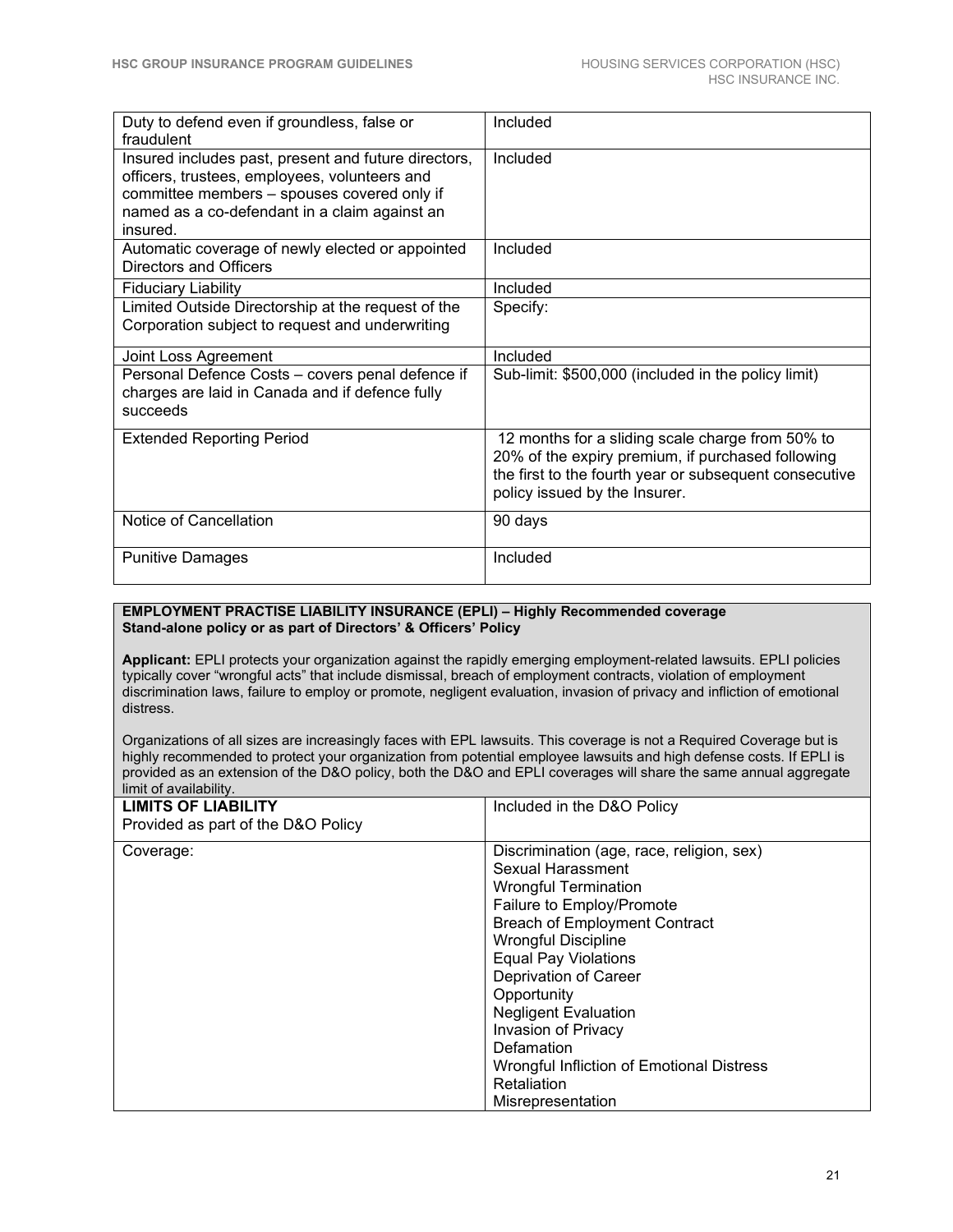| | |
|---|---|
| Duty to defend even if groundless, false or fraudulent | Included |
| Insured includes past, present and future directors, officers, trustees, employees, volunteers and committee members – spouses covered only if named as a co-defendant in a claim against an insured. | Included |
| Automatic coverage of newly elected or appointed Directors and Officers | Included |
| Fiduciary Liability | Included |
| Limited Outside Directorship at the request of the Corporation subject to request and underwriting | Specify: |
| Joint Loss Agreement | Included |
| Personal Defence Costs – covers penal defence if charges are laid in Canada and if defence fully succeeds | Sub-limit: $500,000 (included in the policy limit) |
| Extended Reporting Period | 12 months for a sliding scale charge from 50% to 20% of the expiry premium, if purchased following the first to the fourth year or subsequent consecutive policy issued by the Insurer. |
| Notice of Cancellation | 90 days |
| Punitive Damages | Included |

**EMPLOYMENT PRACTISE LIABILITY INSURANCE (EPLI) – Highly Recommended coverage**
**Stand-alone policy or as part of Directors' & Officers' Policy**

**Applicant:** EPLI protects your organization against the rapidly emerging employment-related lawsuits. EPLI policies typically cover "wrongful acts" that include dismissal, breach of employment contracts, violation of employment discrimination laws, failure to employ or promote, negligent evaluation, invasion of privacy and infliction of emotional distress.

Organizations of all sizes are increasingly faces with EPL lawsuits. This coverage is not a Required Coverage but is highly recommended to protect your organization from potential employee lawsuits and high defense costs. If EPLI is provided as an extension of the D&O policy, both the D&O and EPLI coverages will share the same annual aggregate limit of availability.

| | |
|---|---|
| **LIMITS OF LIABILITY**<br>Provided as part of the D&O Policy | Included in the D&O Policy |
| Coverage: | Discrimination (age, race, religion, sex)<br>Sexual Harassment<br>Wrongful Termination<br>Failure to Employ/Promote<br>Breach of Employment Contract<br>Wrongful Discipline<br>Equal Pay Violations<br>Deprivation of Career Opportunity<br>Negligent Evaluation<br>Invasion of Privacy<br>Defamation<br>Wrongful Infliction of Emotional Distress<br>Retaliation<br>Misrepresentation |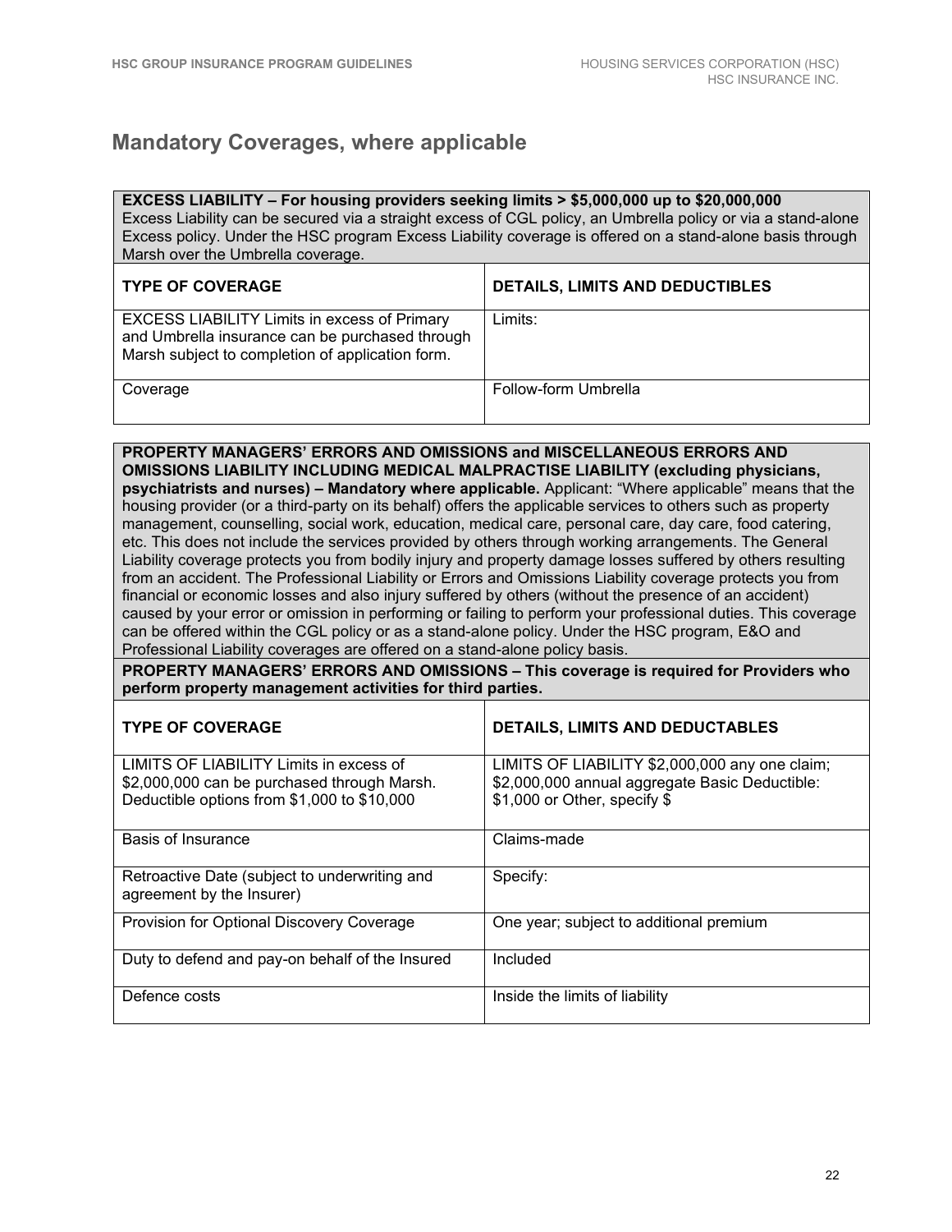## Mandatory Coverages, where applicable

| **EXCESS LIABILITY – For housing providers seeking limits > $5,000,000 up to $20,000,000** Excess Liability can be secured via a straight excess of CGL policy, an Umbrella policy or via a stand-alone Excess policy. Under the HSC program Excess Liability coverage is offered on a stand-alone basis through Marsh over the Umbrella coverage. | |
|---|---|
| **TYPE OF COVERAGE** | **DETAILS, LIMITS AND DEDUCTIBLES** |
| EXCESS LIABILITY Limits in excess of Primary and Umbrella insurance can be purchased through Marsh subject to completion of application form. | Limits: |
| Coverage | Follow-form Umbrella |

| **PROPERTY MANAGERS' ERRORS AND OMISSIONS and MISCELLANEOUS ERRORS AND OMISSIONS LIABILITY INCLUDING MEDICAL MALPRACTISE LIABILITY (excluding physicians, psychiatrists and nurses) – Mandatory where applicable.** Applicant: "Where applicable" means that the housing provider (or a third-party on its behalf) offers the applicable services to others such as property management, counselling, social work, education, medical care, personal care, day care, food catering, etc. This does not include the services provided by others through working arrangements. The General Liability coverage protects you from bodily injury and property damage losses suffered by others resulting from an accident. The Professional Liability or Errors and Omissions Liability coverage protects you from financial or economic losses and also injury suffered by others (without the presence of an accident) caused by your error or omission in performing or failing to perform your professional duties. This coverage can be offered within the CGL policy or as a stand-alone policy. Under the HSC program, E&O and Professional Liability coverages are offered on a stand-alone policy basis. | |
|---|---|
| **PROPERTY MANAGERS' ERRORS AND OMISSIONS – This coverage is required for Providers who perform property management activities for third parties.** | |
| **TYPE OF COVERAGE** | **DETAILS, LIMITS AND DEDUCTABLES** |
| LIMITS OF LIABILITY Limits in excess of $2,000,000 can be purchased through Marsh. Deductible options from $1,000 to $10,000 | LIMITS OF LIABILITY $2,000,000 any one claim; $2,000,000 annual aggregate Basic Deductible: $1,000 or Other, specify $ |
| Basis of Insurance | Claims-made |
| Retroactive Date (subject to underwriting and agreement by the Insurer) | Specify: |
| Provision for Optional Discovery Coverage | One year; subject to additional premium |
| Duty to defend and pay-on behalf of the Insured | Included |
| Defence costs | Inside the limits of liability |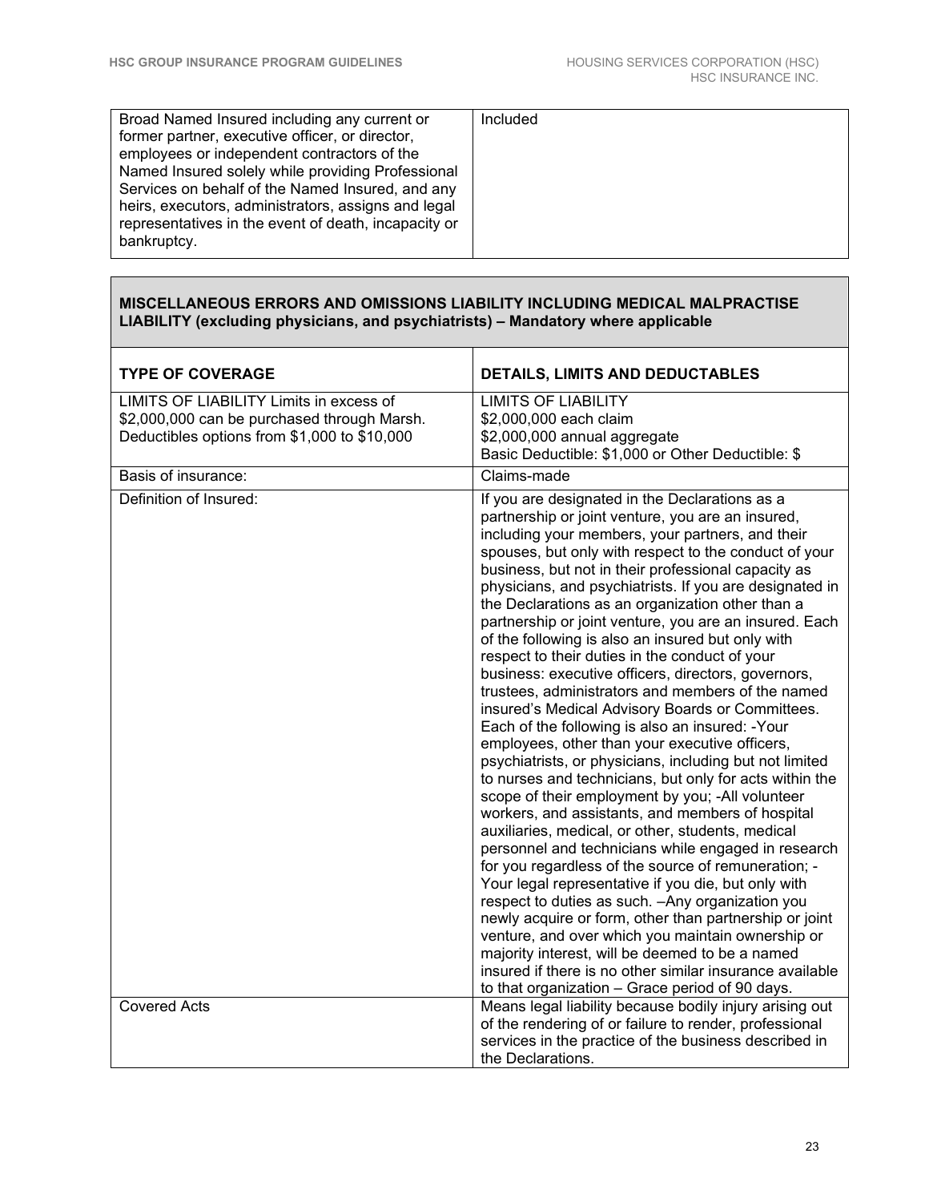| | |
|---|---|
| Broad Named Insured including any current or former partner, executive officer, or director, employees or independent contractors of the Named Insured solely while providing Professional Services on behalf of the Named Insured, and any heirs, executors, administrators, assigns and legal representatives in the event of death, incapacity or bankruptcy. | Included |

**MISCELLANEOUS ERRORS AND OMISSIONS LIABILITY INCLUDING MEDICAL MALPRACTISE LIABILITY (excluding physicians, and psychiatrists) – Mandatory where applicable**

| TYPE OF COVERAGE | DETAILS, LIMITS AND DEDUCTABLES |
|---|---|
| LIMITS OF LIABILITY Limits in excess of $2,000,000 can be purchased through Marsh. Deductibles options from $1,000 to $10,000 | LIMITS OF LIABILITY<br>$2,000,000 each claim<br>$2,000,000 annual aggregate<br>Basic Deductible: $1,000 or Other Deductible: $ |
| Basis of insurance: | Claims-made |
| Definition of Insured: | If you are designated in the Declarations as a partnership or joint venture, you are an insured, including your members, your partners, and their spouses, but only with respect to the conduct of your business, but not in their professional capacity as physicians, and psychiatrists. If you are designated in the Declarations as an organization other than a partnership or joint venture, you are an insured. Each of the following is also an insured but only with respect to their duties in the conduct of your business: executive officers, directors, governors, trustees, administrators and members of the named insured's Medical Advisory Boards or Committees. Each of the following is also an insured: -Your employees, other than your executive officers, psychiatrists, or physicians, including but not limited to nurses and technicians, but only for acts within the scope of their employment by you; -All volunteer workers, and assistants, and members of hospital auxiliaries, medical, or other, students, medical personnel and technicians while engaged in research for you regardless of the source of remuneration; -Your legal representative if you die, but only with respect to duties as such. –Any organization you newly acquire or form, other than partnership or joint venture, and over which you maintain ownership or majority interest, will be deemed to be a named insured if there is no other similar insurance available to that organization – Grace period of 90 days. |
| Covered Acts | Means legal liability because bodily injury arising out of the rendering of or failure to render, professional services in the practice of the business described in the Declarations. |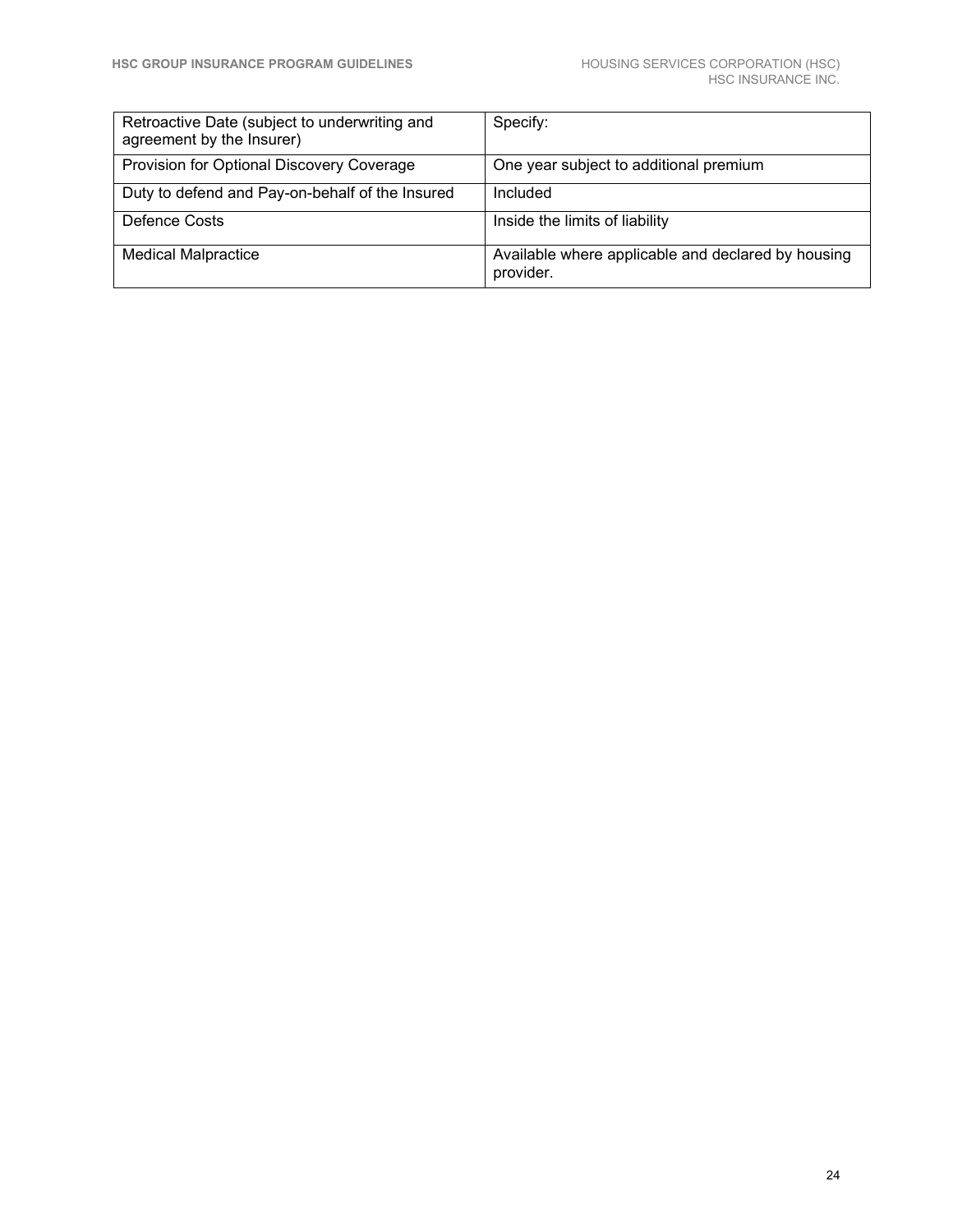| | |
|---|---|
| Retroactive Date (subject to underwriting and agreement by the Insurer) | Specify: |
| Provision for Optional Discovery Coverage | One year subject to additional premium |
| Duty to defend and Pay-on-behalf of the Insured | Included |
| Defence Costs | Inside the limits of liability |
| Medical Malpractice | Available where applicable and declared by housing provider. |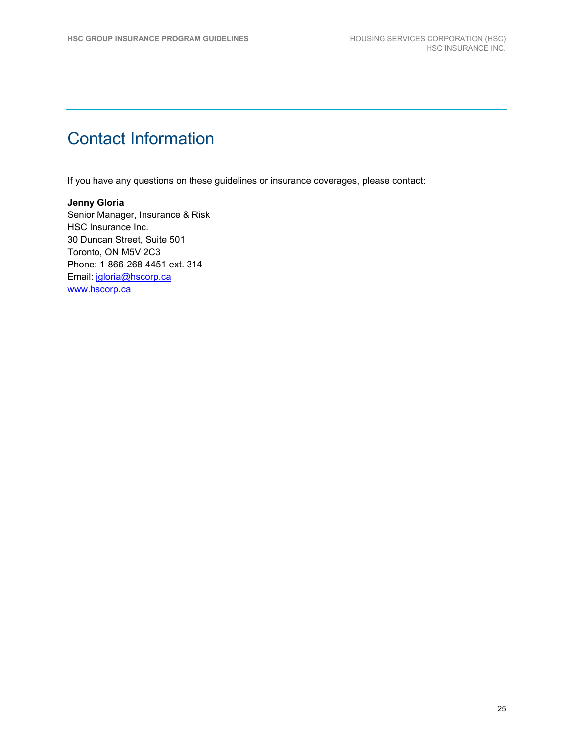# Contact Information

If you have any questions on these guidelines or insurance coverages, please contact:

**Jenny Gloria**
Senior Manager, Insurance & Risk
HSC Insurance Inc.
30 Duncan Street, Suite 501
Toronto, ON M5V 2C3
Phone: 1-866-268-4451 ext. 314
Email: jgloria@hscorp.ca
www.hscorp.ca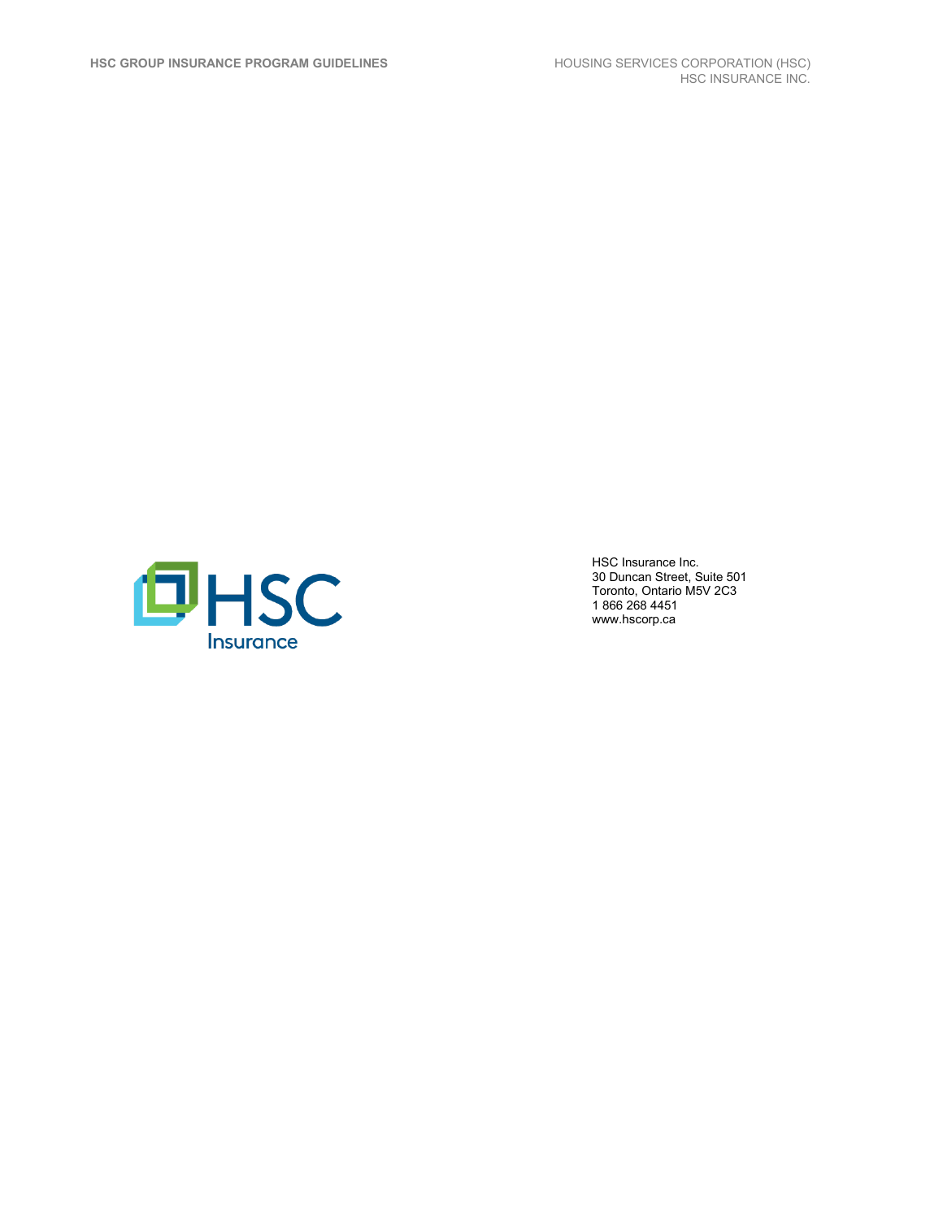HSC Insurance Inc.
30 Duncan Street, Suite 501
Toronto, Ontario M5V 2C3
1 866 268 4451
www.hscorp.ca